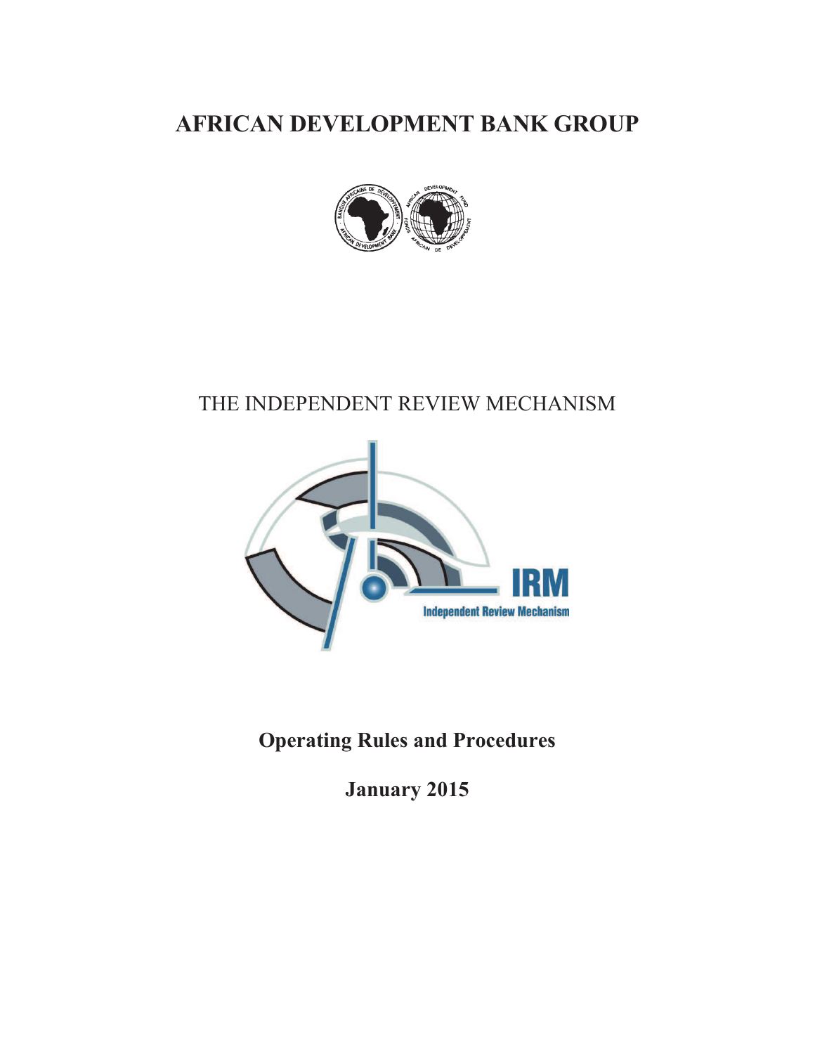# AFRICAN DEVELOPMENT BANK GROUP

THE INDEPENDENT REVIEW MECHANISM

IRM

Independent Review Mechanism

**Operating Rules and Procedures**

**January 2015**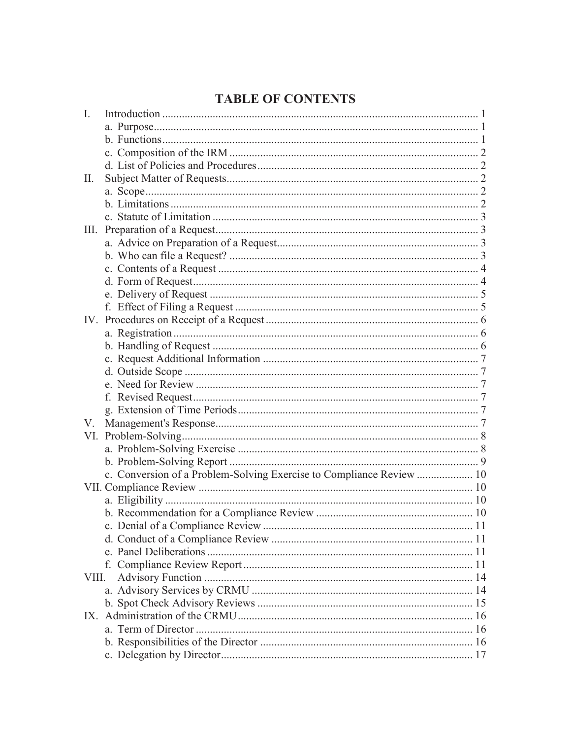# TABLE OF CONTENTS

I. Introduction ... 1
- a. Purpose ... 1
- b. Functions ... 1
- c. Composition of the IRM ... 2
- d. List of Policies and Procedures ... 2

II. Subject Matter of Requests ... 2
- a. Scope ... 2
- b. Limitations ... 2
- c. Statute of Limitation ... 3

III. Preparation of a Request ... 3
- a. Advice on Preparation of a Request ... 3
- b. Who can file a Request? ... 3
- c. Contents of a Request ... 4
- d. Form of Request ... 4
- e. Delivery of Request ... 5
- f. Effect of Filing a Request ... 5

IV. Procedures on Receipt of a Request ... 6
- a. Registration ... 6
- b. Handling of Request ... 6
- c. Request Additional Information ... 7
- d. Outside Scope ... 7
- e. Need for Review ... 7
- f. Revised Request ... 7
- g. Extension of Time Periods ... 7

V. Management's Response ... 7

VI. Problem-Solving ... 8
- a. Problem-Solving Exercise ... 8
- b. Problem-Solving Report ... 9
- c. Conversion of a Problem-Solving Exercise to Compliance Review ... 10

VII. Compliance Review ... 10
- a. Eligibility ... 10
- b. Recommendation for a Compliance Review ... 10
- c. Denial of a Compliance Review ... 11
- d. Conduct of a Compliance Review ... 11
- e. Panel Deliberations ... 11
- f. Compliance Review Report ... 11

VIII. Advisory Function ... 14
- a. Advisory Services by CRMU ... 14
- b. Spot Check Advisory Reviews ... 15

IX. Administration of the CRMU ... 16
- a. Term of Director ... 16
- b. Responsibilities of the Director ... 16
- c. Delegation by Director ... 17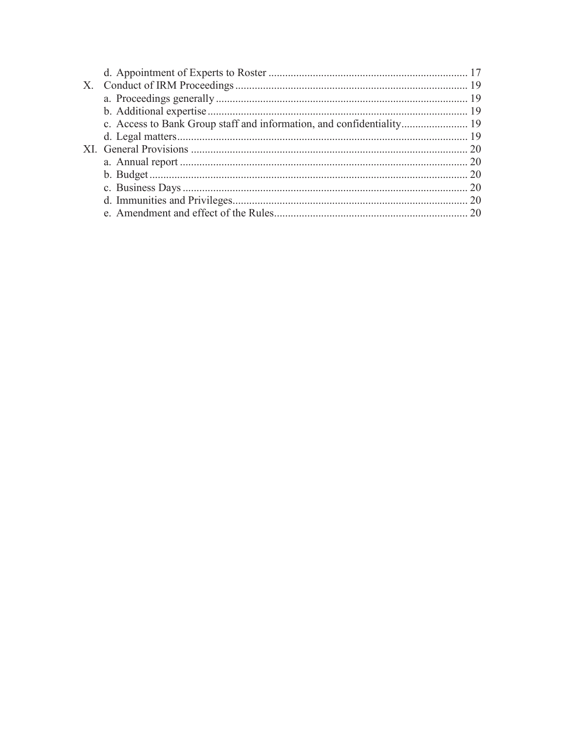d. Appointment of Experts to Roster ........................................................................ 17

X. Conduct of IRM Proceedings ................................................................................... 19

a. Proceedings generally ........................................................................................... 19

b. Additional expertise .............................................................................................. 19

c. Access to Bank Group staff and information, and confidentiality........................ 19

d. Legal matters......................................................................................................... 19

XI. General Provisions ................................................................................................... 20

a. Annual report ........................................................................................................ 20

b. Budget ................................................................................................................... 20

c. Business Days ....................................................................................................... 20

d. Immunities and Privileges..................................................................................... 20

e. Amendment and effect of the Rules...................................................................... 20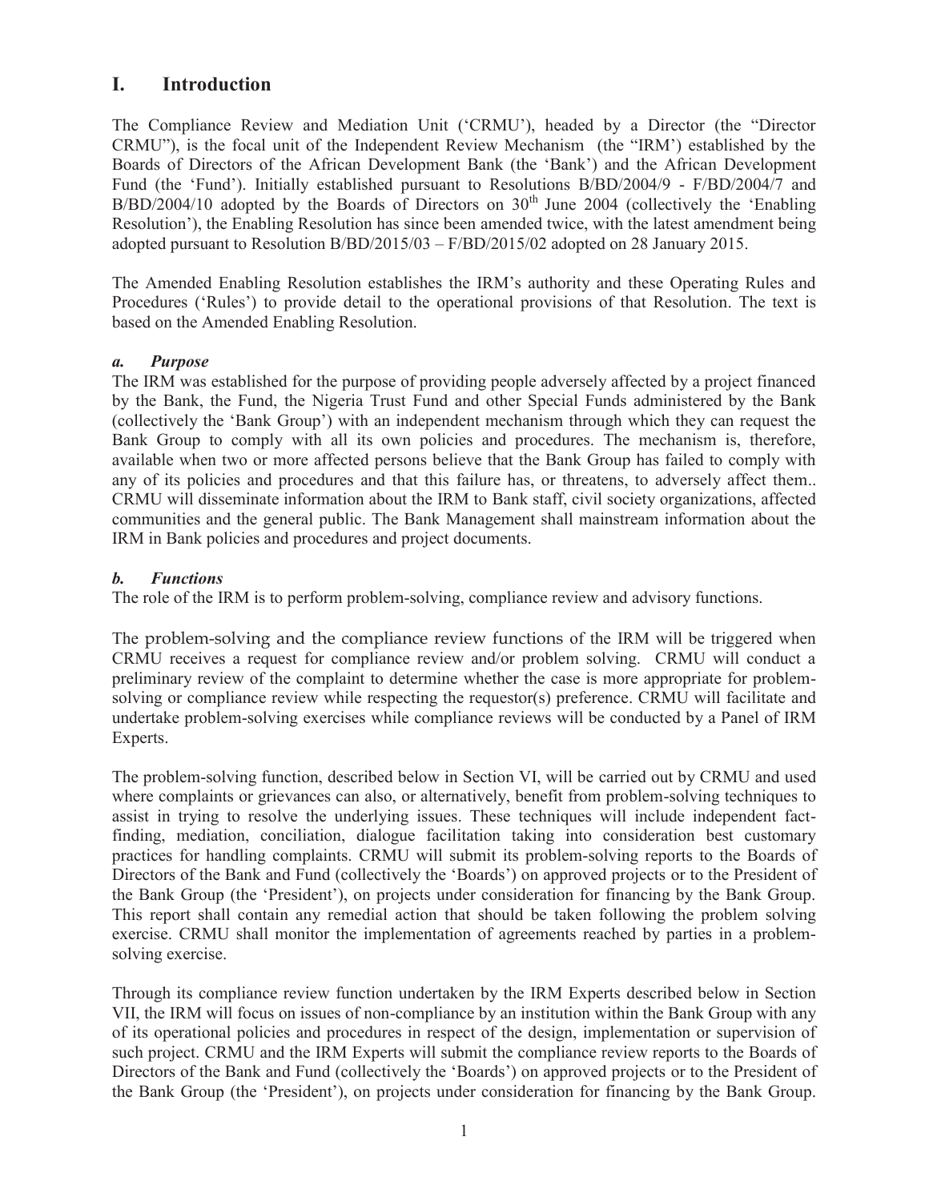# I. Introduction

The Compliance Review and Mediation Unit ('CRMU'), headed by a Director (the "Director CRMU"), is the focal unit of the Independent Review Mechanism (the "IRM") established by the Boards of Directors of the African Development Bank (the 'Bank') and the African Development Fund (the 'Fund'). Initially established pursuant to Resolutions B/BD/2004/9 - F/BD/2004/7 and B/BD/2004/10 adopted by the Boards of Directors on 30th June 2004 (collectively the 'Enabling Resolution'), the Enabling Resolution has since been amended twice, with the latest amendment being adopted pursuant to Resolution B/BD/2015/03 – F/BD/2015/02 adopted on 28 January 2015.

The Amended Enabling Resolution establishes the IRM's authority and these Operating Rules and Procedures ('Rules') to provide detail to the operational provisions of that Resolution. The text is based on the Amended Enabling Resolution.

### *a. Purpose*

The IRM was established for the purpose of providing people adversely affected by a project financed by the Bank, the Fund, the Nigeria Trust Fund and other Special Funds administered by the Bank (collectively the 'Bank Group') with an independent mechanism through which they can request the Bank Group to comply with all its own policies and procedures. The mechanism is, therefore, available when two or more affected persons believe that the Bank Group has failed to comply with any of its policies and procedures and that this failure has, or threatens, to adversely affect them.. CRMU will disseminate information about the IRM to Bank staff, civil society organizations, affected communities and the general public. The Bank Management shall mainstream information about the IRM in Bank policies and procedures and project documents.

### *b. Functions*

The role of the IRM is to perform problem-solving, compliance review and advisory functions.

The problem-solving and the compliance review functions of the IRM will be triggered when CRMU receives a request for compliance review and/or problem solving. CRMU will conduct a preliminary review of the complaint to determine whether the case is more appropriate for problem-solving or compliance review while respecting the requestor(s) preference. CRMU will facilitate and undertake problem-solving exercises while compliance reviews will be conducted by a Panel of IRM Experts.

The problem-solving function, described below in Section VI, will be carried out by CRMU and used where complaints or grievances can also, or alternatively, benefit from problem-solving techniques to assist in trying to resolve the underlying issues. These techniques will include independent fact-finding, mediation, conciliation, dialogue facilitation taking into consideration best customary practices for handling complaints. CRMU will submit its problem-solving reports to the Boards of Directors of the Bank and Fund (collectively the 'Boards') on approved projects or to the President of the Bank Group (the 'President'), on projects under consideration for financing by the Bank Group. This report shall contain any remedial action that should be taken following the problem solving exercise. CRMU shall monitor the implementation of agreements reached by parties in a problem-solving exercise.

Through its compliance review function undertaken by the IRM Experts described below in Section VII, the IRM will focus on issues of non-compliance by an institution within the Bank Group with any of its operational policies and procedures in respect of the design, implementation or supervision of such project. CRMU and the IRM Experts will submit the compliance review reports to the Boards of Directors of the Bank and Fund (collectively the 'Boards') on approved projects or to the President of the Bank Group (the 'President'), on projects under consideration for financing by the Bank Group.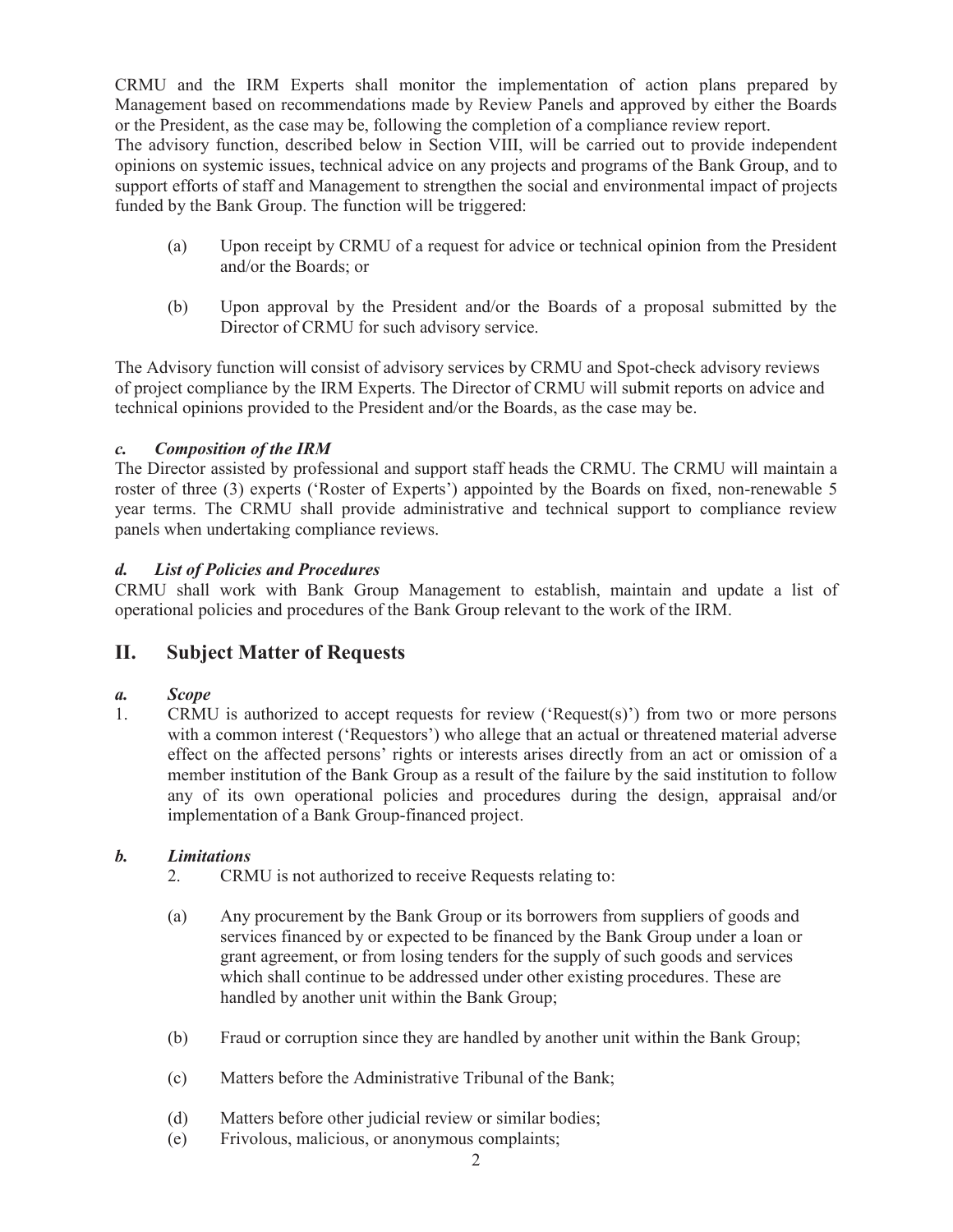CRMU and the IRM Experts shall monitor the implementation of action plans prepared by Management based on recommendations made by Review Panels and approved by either the Boards or the President, as the case may be, following the completion of a compliance review report.

The advisory function, described below in Section VIII, will be carried out to provide independent opinions on systemic issues, technical advice on any projects and programs of the Bank Group, and to support efforts of staff and Management to strengthen the social and environmental impact of projects funded by the Bank Group. The function will be triggered:

(a) Upon receipt by CRMU of a request for advice or technical opinion from the President and/or the Boards; or

(b) Upon approval by the President and/or the Boards of a proposal submitted by the Director of CRMU for such advisory service.

The Advisory function will consist of advisory services by CRMU and Spot-check advisory reviews of project compliance by the IRM Experts. The Director of CRMU will submit reports on advice and technical opinions provided to the President and/or the Boards, as the case may be.

### *c. Composition of the IRM*

The Director assisted by professional and support staff heads the CRMU. The CRMU will maintain a roster of three (3) experts ('Roster of Experts') appointed by the Boards on fixed, non-renewable 5 year terms. The CRMU shall provide administrative and technical support to compliance review panels when undertaking compliance reviews.

### *d. List of Policies and Procedures*

CRMU shall work with Bank Group Management to establish, maintain and update a list of operational policies and procedures of the Bank Group relevant to the work of the IRM.

## II. Subject Matter of Requests

### *a. Scope*

1. CRMU is authorized to accept requests for review ('Request(s)') from two or more persons with a common interest ('Requestors') who allege that an actual or threatened material adverse effect on the affected persons' rights or interests arises directly from an act or omission of a member institution of the Bank Group as a result of the failure by the said institution to follow any of its own operational policies and procedures during the design, appraisal and/or implementation of a Bank Group-financed project.

### *b. Limitations*

2. CRMU is not authorized to receive Requests relating to:

(a) Any procurement by the Bank Group or its borrowers from suppliers of goods and services financed by or expected to be financed by the Bank Group under a loan or grant agreement, or from losing tenders for the supply of such goods and services which shall continue to be addressed under other existing procedures. These are handled by another unit within the Bank Group;

(b) Fraud or corruption since they are handled by another unit within the Bank Group;

(c) Matters before the Administrative Tribunal of the Bank;

(d) Matters before other judicial review or similar bodies;

(e) Frivolous, malicious, or anonymous complaints;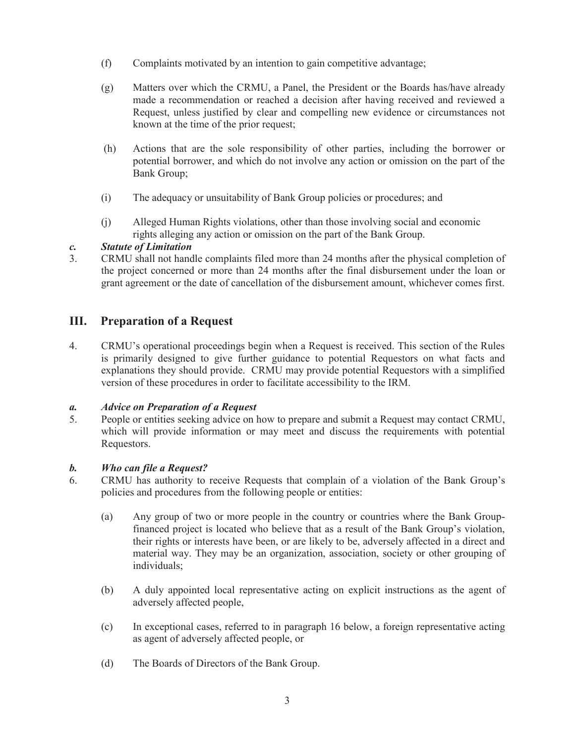(f) Complaints motivated by an intention to gain competitive advantage;

(g) Matters over which the CRMU, a Panel, the President or the Boards has/have already made a recommendation or reached a decision after having received and reviewed a Request, unless justified by clear and compelling new evidence or circumstances not known at the time of the prior request;

(h) Actions that are the sole responsibility of other parties, including the borrower or potential borrower, and which do not involve any action or omission on the part of the Bank Group;

(i) The adequacy or unsuitability of Bank Group policies or procedures; and

(j) Alleged Human Rights violations, other than those involving social and economic rights alleging any action or omission on the part of the Bank Group.

### *c. Statute of Limitation*

3. CRMU shall not handle complaints filed more than 24 months after the physical completion of the project concerned or more than 24 months after the final disbursement under the loan or grant agreement or the date of cancellation of the disbursement amount, whichever comes first.

## III. Preparation of a Request

4. CRMU's operational proceedings begin when a Request is received. This section of the Rules is primarily designed to give further guidance to potential Requestors on what facts and explanations they should provide. CRMU may provide potential Requestors with a simplified version of these procedures in order to facilitate accessibility to the IRM.

### *a. Advice on Preparation of a Request*

5. People or entities seeking advice on how to prepare and submit a Request may contact CRMU, which will provide information or may meet and discuss the requirements with potential Requestors.

### *b. Who can file a Request?*

6. CRMU has authority to receive Requests that complain of a violation of the Bank Group's policies and procedures from the following people or entities:

   (a) Any group of two or more people in the country or countries where the Bank Group-financed project is located who believe that as a result of the Bank Group's violation, their rights or interests have been, or are likely to be, adversely affected in a direct and material way. They may be an organization, association, society or other grouping of individuals;

   (b) A duly appointed local representative acting on explicit instructions as the agent of adversely affected people,

   (c) In exceptional cases, referred to in paragraph 16 below, a foreign representative acting as agent of adversely affected people, or

   (d) The Boards of Directors of the Bank Group.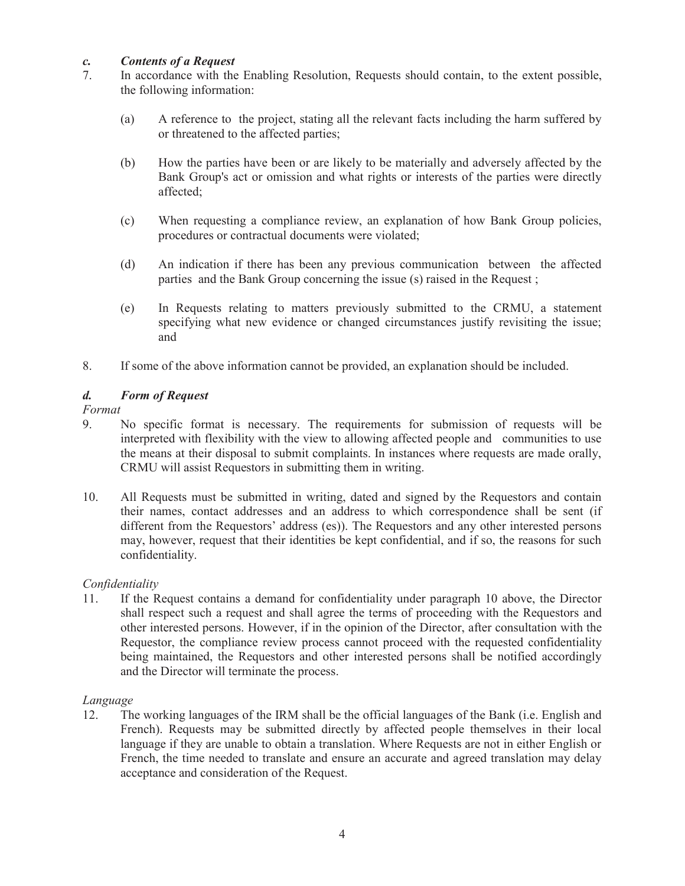### *c. Contents of a Request*

7. In accordance with the Enabling Resolution, Requests should contain, to the extent possible, the following information:

   (a) A reference to the project, stating all the relevant facts including the harm suffered by or threatened to the affected parties;

   (b) How the parties have been or are likely to be materially and adversely affected by the Bank Group's act or omission and what rights or interests of the parties were directly affected;

   (c) When requesting a compliance review, an explanation of how Bank Group policies, procedures or contractual documents were violated;

   (d) An indication if there has been any previous communication between the affected parties and the Bank Group concerning the issue (s) raised in the Request ;

   (e) In Requests relating to matters previously submitted to the CRMU, a statement specifying what new evidence or changed circumstances justify revisiting the issue; and

8. If some of the above information cannot be provided, an explanation should be included.

### *d. Form of Request*

*Format*

9. No specific format is necessary. The requirements for submission of requests will be interpreted with flexibility with the view to allowing affected people and communities to use the means at their disposal to submit complaints. In instances where requests are made orally, CRMU will assist Requestors in submitting them in writing.

10. All Requests must be submitted in writing, dated and signed by the Requestors and contain their names, contact addresses and an address to which correspondence shall be sent (if different from the Requestors' address (es)). The Requestors and any other interested persons may, however, request that their identities be kept confidential, and if so, the reasons for such confidentiality.

*Confidentiality*

11. If the Request contains a demand for confidentiality under paragraph 10 above, the Director shall respect such a request and shall agree the terms of proceeding with the Requestors and other interested persons. However, if in the opinion of the Director, after consultation with the Requestor, the compliance review process cannot proceed with the requested confidentiality being maintained, the Requestors and other interested persons shall be notified accordingly and the Director will terminate the process.

*Language*

12. The working languages of the IRM shall be the official languages of the Bank (i.e. English and French). Requests may be submitted directly by affected people themselves in their local language if they are unable to obtain a translation. Where Requests are not in either English or French, the time needed to translate and ensure an accurate and agreed translation may delay acceptance and consideration of the Request.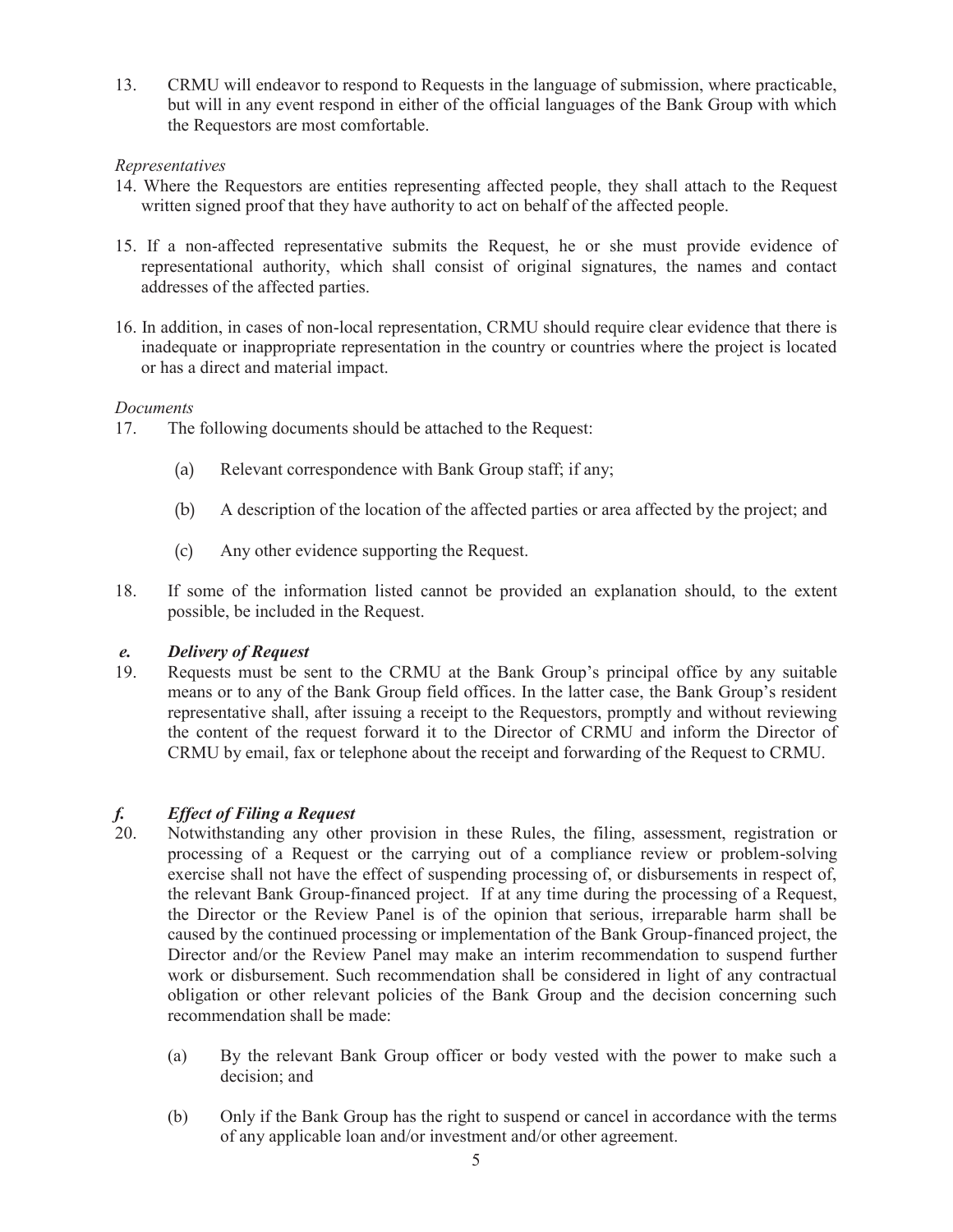13. CRMU will endeavor to respond to Requests in the language of submission, where practicable, but will in any event respond in either of the official languages of the Bank Group with which the Requestors are most comfortable.

*Representatives*

14. Where the Requestors are entities representing affected people, they shall attach to the Request written signed proof that they have authority to act on behalf of the affected people.

15. If a non-affected representative submits the Request, he or she must provide evidence of representational authority, which shall consist of original signatures, the names and contact addresses of the affected parties.

16. In addition, in cases of non-local representation, CRMU should require clear evidence that there is inadequate or inappropriate representation in the country or countries where the project is located or has a direct and material impact.

*Documents*

17. The following documents should be attached to the Request:

    (a) Relevant correspondence with Bank Group staff; if any;

    (b) A description of the location of the affected parties or area affected by the project; and

    (c) Any other evidence supporting the Request.

18. If some of the information listed cannot be provided an explanation should, to the extent possible, be included in the Request.

### *e. Delivery of Request*

19. Requests must be sent to the CRMU at the Bank Group's principal office by any suitable means or to any of the Bank Group field offices. In the latter case, the Bank Group's resident representative shall, after issuing a receipt to the Requestors, promptly and without reviewing the content of the request forward it to the Director of CRMU and inform the Director of CRMU by email, fax or telephone about the receipt and forwarding of the Request to CRMU.

### *f. Effect of Filing a Request*

20. Notwithstanding any other provision in these Rules, the filing, assessment, registration or processing of a Request or the carrying out of a compliance review or problem-solving exercise shall not have the effect of suspending processing of, or disbursements in respect of, the relevant Bank Group-financed project. If at any time during the processing of a Request, the Director or the Review Panel is of the opinion that serious, irreparable harm shall be caused by the continued processing or implementation of the Bank Group-financed project, the Director and/or the Review Panel may make an interim recommendation to suspend further work or disbursement. Such recommendation shall be considered in light of any contractual obligation or other relevant policies of the Bank Group and the decision concerning such recommendation shall be made:

    (a) By the relevant Bank Group officer or body vested with the power to make such a decision; and

    (b) Only if the Bank Group has the right to suspend or cancel in accordance with the terms of any applicable loan and/or investment and/or other agreement.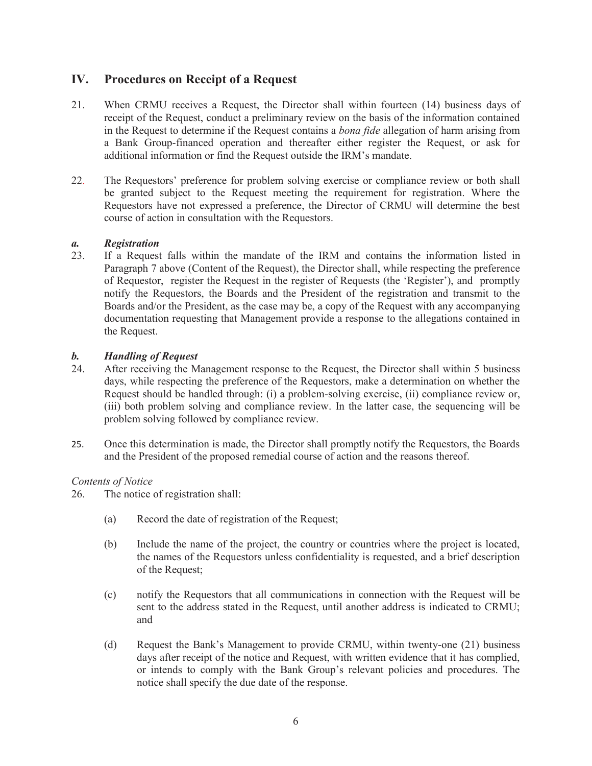## IV. Procedures on Receipt of a Request

21. When CRMU receives a Request, the Director shall within fourteen (14) business days of receipt of the Request, conduct a preliminary review on the basis of the information contained in the Request to determine if the Request contains a *bona fide* allegation of harm arising from a Bank Group-financed operation and thereafter either register the Request, or ask for additional information or find the Request outside the IRM's mandate.

22. The Requestors' preference for problem solving exercise or compliance review or both shall be granted subject to the Request meeting the requirement for registration. Where the Requestors have not expressed a preference, the Director of CRMU will determine the best course of action in consultation with the Requestors.

### *a. Registration*

23. If a Request falls within the mandate of the IRM and contains the information listed in Paragraph 7 above (Content of the Request), the Director shall, while respecting the preference of Requestor, register the Request in the register of Requests (the 'Register'), and promptly notify the Requestors, the Boards and the President of the registration and transmit to the Boards and/or the President, as the case may be, a copy of the Request with any accompanying documentation requesting that Management provide a response to the allegations contained in the Request.

### *b. Handling of Request*

24. After receiving the Management response to the Request, the Director shall within 5 business days, while respecting the preference of the Requestors, make a determination on whether the Request should be handled through: (i) a problem-solving exercise, (ii) compliance review or, (iii) both problem solving and compliance review. In the latter case, the sequencing will be problem solving followed by compliance review.

25. Once this determination is made, the Director shall promptly notify the Requestors, the Boards and the President of the proposed remedial course of action and the reasons thereof.

*Contents of Notice*

26. The notice of registration shall:

    (a) Record the date of registration of the Request;

    (b) Include the name of the project, the country or countries where the project is located, the names of the Requestors unless confidentiality is requested, and a brief description of the Request;

    (c) notify the Requestors that all communications in connection with the Request will be sent to the address stated in the Request, until another address is indicated to CRMU; and

    (d) Request the Bank's Management to provide CRMU, within twenty-one (21) business days after receipt of the notice and Request, with written evidence that it has complied, or intends to comply with the Bank Group's relevant policies and procedures. The notice shall specify the due date of the response.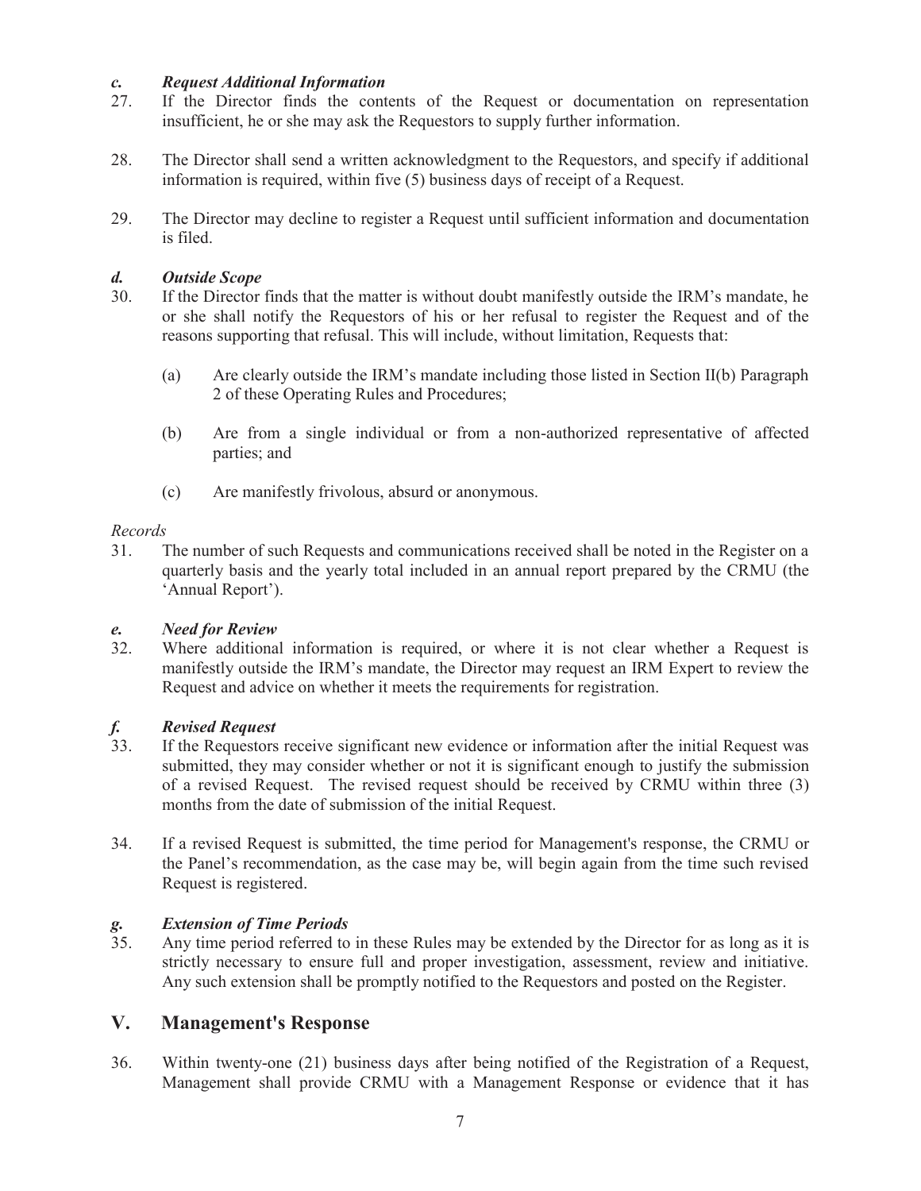### *c. Request Additional Information*

27. If the Director finds the contents of the Request or documentation on representation insufficient, he or she may ask the Requestors to supply further information.

28. The Director shall send a written acknowledgment to the Requestors, and specify if additional information is required, within five (5) business days of receipt of a Request.

29. The Director may decline to register a Request until sufficient information and documentation is filed.

### *d. Outside Scope*

30. If the Director finds that the matter is without doubt manifestly outside the IRM's mandate, he or she shall notify the Requestors of his or her refusal to register the Request and of the reasons supporting that refusal. This will include, without limitation, Requests that:

    (a) Are clearly outside the IRM's mandate including those listed in Section II(b) Paragraph 2 of these Operating Rules and Procedures;

    (b) Are from a single individual or from a non-authorized representative of affected parties; and

    (c) Are manifestly frivolous, absurd or anonymous.

*Records*

31. The number of such Requests and communications received shall be noted in the Register on a quarterly basis and the yearly total included in an annual report prepared by the CRMU (the 'Annual Report').

### *e. Need for Review*

32. Where additional information is required, or where it is not clear whether a Request is manifestly outside the IRM's mandate, the Director may request an IRM Expert to review the Request and advice on whether it meets the requirements for registration.

### *f. Revised Request*

33. If the Requestors receive significant new evidence or information after the initial Request was submitted, they may consider whether or not it is significant enough to justify the submission of a revised Request. The revised request should be received by CRMU within three (3) months from the date of submission of the initial Request.

34. If a revised Request is submitted, the time period for Management's response, the CRMU or the Panel's recommendation, as the case may be, will begin again from the time such revised Request is registered.

### *g. Extension of Time Periods*

35. Any time period referred to in these Rules may be extended by the Director for as long as it is strictly necessary to ensure full and proper investigation, assessment, review and initiative. Any such extension shall be promptly notified to the Requestors and posted on the Register.

## V. Management's Response

36. Within twenty-one (21) business days after being notified of the Registration of a Request, Management shall provide CRMU with a Management Response or evidence that it has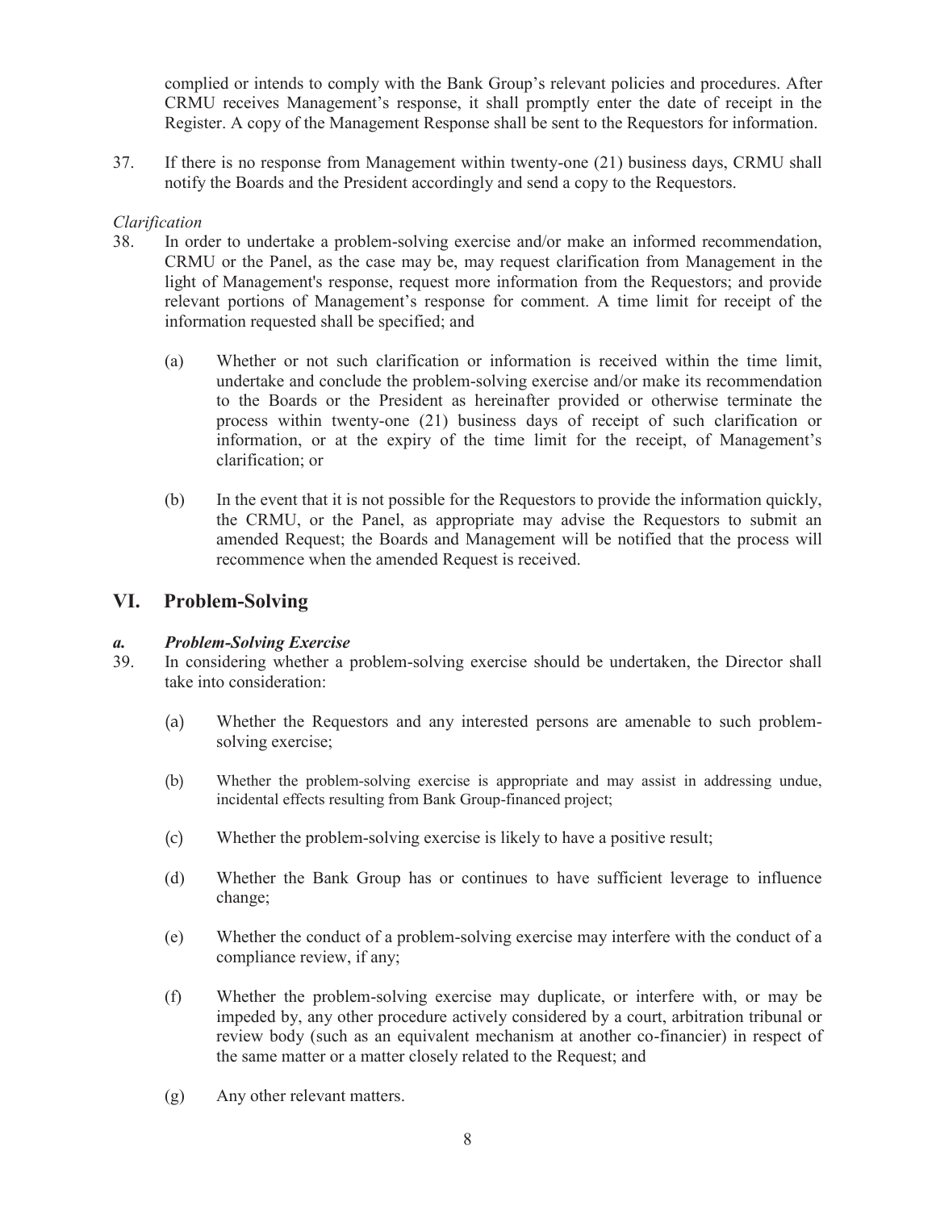complied or intends to comply with the Bank Group's relevant policies and procedures. After CRMU receives Management's response, it shall promptly enter the date of receipt in the Register. A copy of the Management Response shall be sent to the Requestors for information.

37. If there is no response from Management within twenty-one (21) business days, CRMU shall notify the Boards and the President accordingly and send a copy to the Requestors.

*Clarification*

38. In order to undertake a problem-solving exercise and/or make an informed recommendation, CRMU or the Panel, as the case may be, may request clarification from Management in the light of Management's response, request more information from the Requestors; and provide relevant portions of Management's response for comment. A time limit for receipt of the information requested shall be specified; and

    (a) Whether or not such clarification or information is received within the time limit, undertake and conclude the problem-solving exercise and/or make its recommendation to the Boards or the President as hereinafter provided or otherwise terminate the process within twenty-one (21) business days of receipt of such clarification or information, or at the expiry of the time limit for the receipt, of Management's clarification; or

    (b) In the event that it is not possible for the Requestors to provide the information quickly, the CRMU, or the Panel, as appropriate may advise the Requestors to submit an amended Request; the Boards and Management will be notified that the process will recommence when the amended Request is received.

## VI. Problem-Solving

### *a. Problem-Solving Exercise*

39. In considering whether a problem-solving exercise should be undertaken, the Director shall take into consideration:

    (a) Whether the Requestors and any interested persons are amenable to such problem-solving exercise;

    (b) Whether the problem-solving exercise is appropriate and may assist in addressing undue, incidental effects resulting from Bank Group-financed project;

    (c) Whether the problem-solving exercise is likely to have a positive result;

    (d) Whether the Bank Group has or continues to have sufficient leverage to influence change;

    (e) Whether the conduct of a problem-solving exercise may interfere with the conduct of a compliance review, if any;

    (f) Whether the problem-solving exercise may duplicate, or interfere with, or may be impeded by, any other procedure actively considered by a court, arbitration tribunal or review body (such as an equivalent mechanism at another co-financier) in respect of the same matter or a matter closely related to the Request; and

    (g) Any other relevant matters.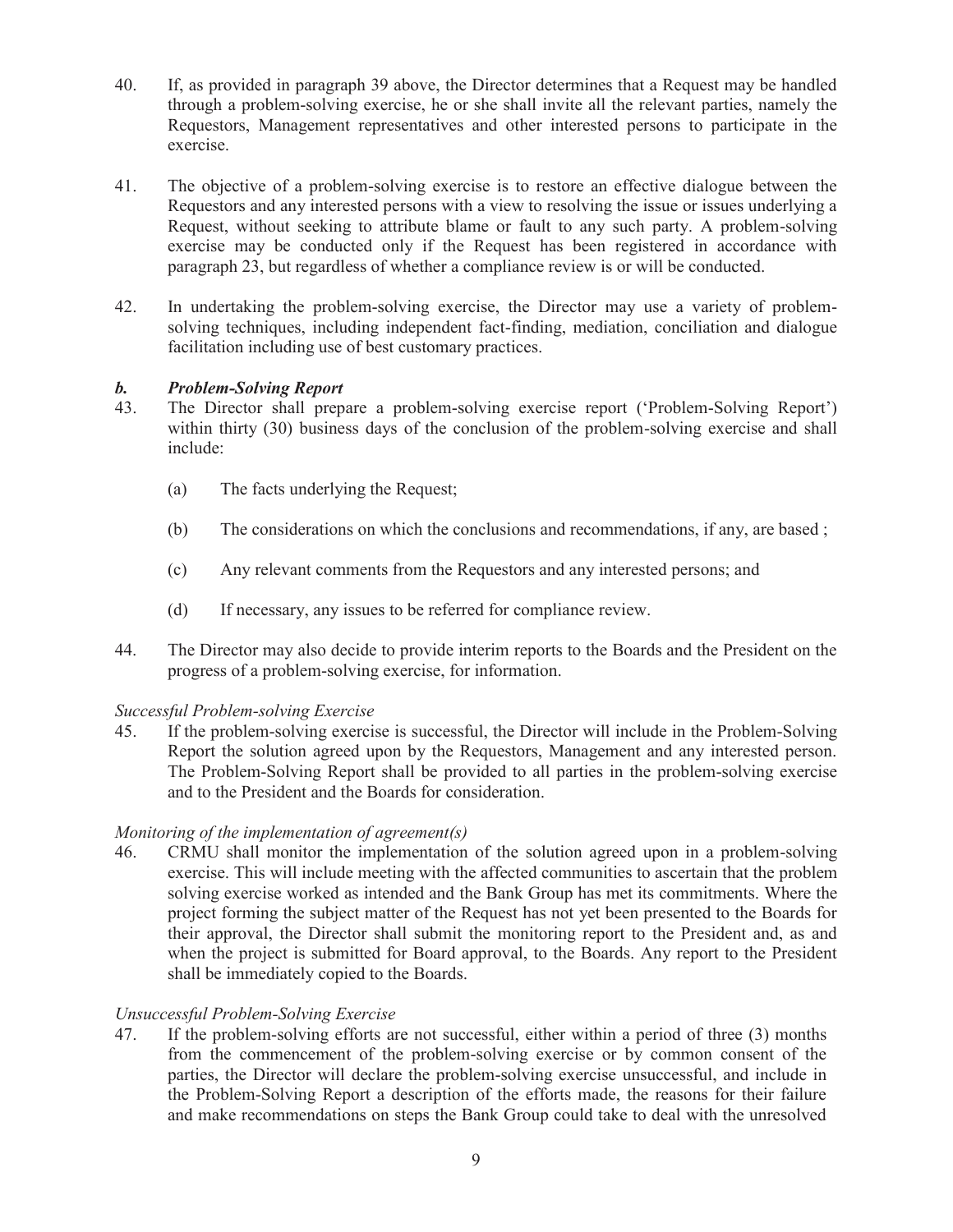40. If, as provided in paragraph 39 above, the Director determines that a Request may be handled through a problem-solving exercise, he or she shall invite all the relevant parties, namely the Requestors, Management representatives and other interested persons to participate in the exercise.

41. The objective of a problem-solving exercise is to restore an effective dialogue between the Requestors and any interested persons with a view to resolving the issue or issues underlying a Request, without seeking to attribute blame or fault to any such party. A problem-solving exercise may be conducted only if the Request has been registered in accordance with paragraph 23, but regardless of whether a compliance review is or will be conducted.

42. In undertaking the problem-solving exercise, the Director may use a variety of problem-solving techniques, including independent fact-finding, mediation, conciliation and dialogue facilitation including use of best customary practices.

### *b. Problem-Solving Report*

43. The Director shall prepare a problem-solving exercise report ('Problem-Solving Report') within thirty (30) business days of the conclusion of the problem-solving exercise and shall include:

    (a) The facts underlying the Request;

    (b) The considerations on which the conclusions and recommendations, if any, are based ;

    (c) Any relevant comments from the Requestors and any interested persons; and

    (d) If necessary, any issues to be referred for compliance review.

44. The Director may also decide to provide interim reports to the Boards and the President on the progress of a problem-solving exercise, for information.

*Successful Problem-solving Exercise*

45. If the problem-solving exercise is successful, the Director will include in the Problem-Solving Report the solution agreed upon by the Requestors, Management and any interested person. The Problem-Solving Report shall be provided to all parties in the problem-solving exercise and to the President and the Boards for consideration.

*Monitoring of the implementation of agreement(s)*

46. CRMU shall monitor the implementation of the solution agreed upon in a problem-solving exercise. This will include meeting with the affected communities to ascertain that the problem solving exercise worked as intended and the Bank Group has met its commitments. Where the project forming the subject matter of the Request has not yet been presented to the Boards for their approval, the Director shall submit the monitoring report to the President and, as and when the project is submitted for Board approval, to the Boards. Any report to the President shall be immediately copied to the Boards.

*Unsuccessful Problem-Solving Exercise*

47. If the problem-solving efforts are not successful, either within a period of three (3) months from the commencement of the problem-solving exercise or by common consent of the parties, the Director will declare the problem-solving exercise unsuccessful, and include in the Problem-Solving Report a description of the efforts made, the reasons for their failure and make recommendations on steps the Bank Group could take to deal with the unresolved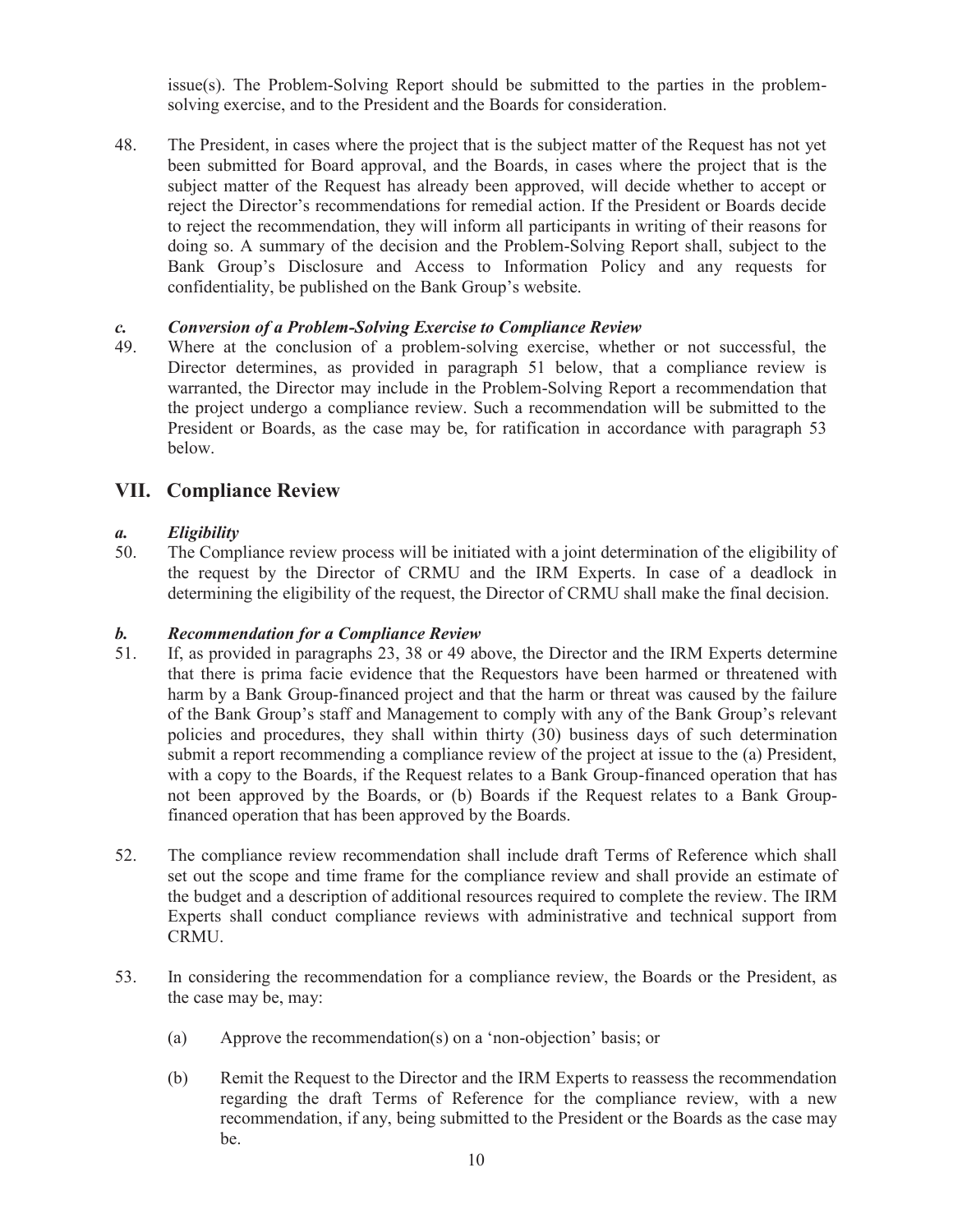issue(s). The Problem-Solving Report should be submitted to the parties in the problem-solving exercise, and to the President and the Boards for consideration.

48. The President, in cases where the project that is the subject matter of the Request has not yet been submitted for Board approval, and the Boards, in cases where the project that is the subject matter of the Request has already been approved, will decide whether to accept or reject the Director's recommendations for remedial action. If the President or Boards decide to reject the recommendation, they will inform all participants in writing of their reasons for doing so. A summary of the decision and the Problem-Solving Report shall, subject to the Bank Group's Disclosure and Access to Information Policy and any requests for confidentiality, be published on the Bank Group's website.

### *c. Conversion of a Problem-Solving Exercise to Compliance Review*

49. Where at the conclusion of a problem-solving exercise, whether or not successful, the Director determines, as provided in paragraph 51 below, that a compliance review is warranted, the Director may include in the Problem-Solving Report a recommendation that the project undergo a compliance review. Such a recommendation will be submitted to the President or Boards, as the case may be, for ratification in accordance with paragraph 53 below.

## VII. Compliance Review

### *a. Eligibility*

50. The Compliance review process will be initiated with a joint determination of the eligibility of the request by the Director of CRMU and the IRM Experts. In case of a deadlock in determining the eligibility of the request, the Director of CRMU shall make the final decision.

### *b. Recommendation for a Compliance Review*

51. If, as provided in paragraphs 23, 38 or 49 above, the Director and the IRM Experts determine that there is prima facie evidence that the Requestors have been harmed or threatened with harm by a Bank Group-financed project and that the harm or threat was caused by the failure of the Bank Group's staff and Management to comply with any of the Bank Group's relevant policies and procedures, they shall within thirty (30) business days of such determination submit a report recommending a compliance review of the project at issue to the (a) President, with a copy to the Boards, if the Request relates to a Bank Group-financed operation that has not been approved by the Boards, or (b) Boards if the Request relates to a Bank Group-financed operation that has been approved by the Boards.

52. The compliance review recommendation shall include draft Terms of Reference which shall set out the scope and time frame for the compliance review and shall provide an estimate of the budget and a description of additional resources required to complete the review. The IRM Experts shall conduct compliance reviews with administrative and technical support from CRMU.

53. In considering the recommendation for a compliance review, the Boards or the President, as the case may be, may:

    (a) Approve the recommendation(s) on a 'non-objection' basis; or

    (b) Remit the Request to the Director and the IRM Experts to reassess the recommendation regarding the draft Terms of Reference for the compliance review, with a new recommendation, if any, being submitted to the President or the Boards as the case may be.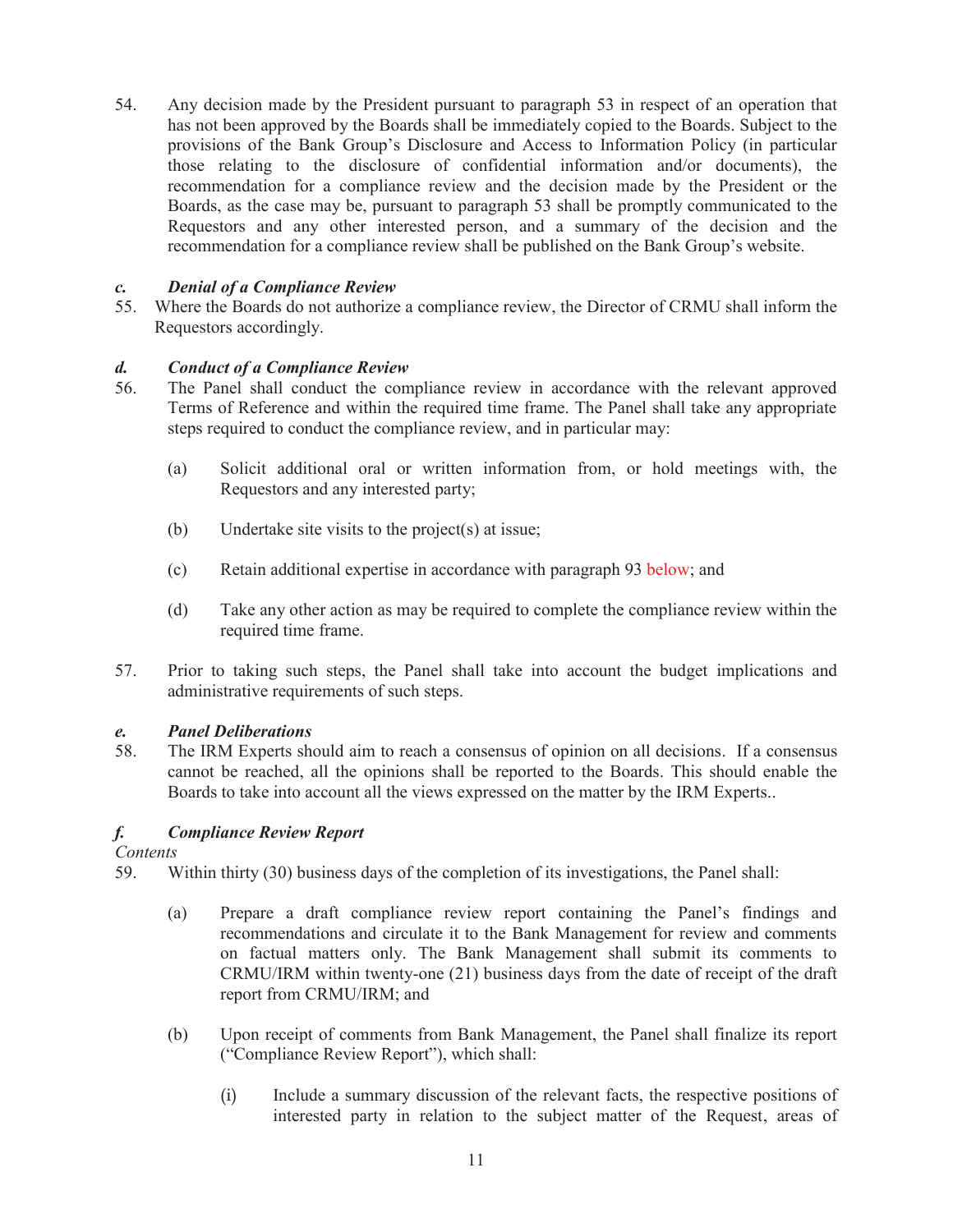54. Any decision made by the President pursuant to paragraph 53 in respect of an operation that has not been approved by the Boards shall be immediately copied to the Boards. Subject to the provisions of the Bank Group's Disclosure and Access to Information Policy (in particular those relating to the disclosure of confidential information and/or documents), the recommendation for a compliance review and the decision made by the President or the Boards, as the case may be, pursuant to paragraph 53 shall be promptly communicated to the Requestors and any other interested person, and a summary of the decision and the recommendation for a compliance review shall be published on the Bank Group's website.

***c. Denial of a Compliance Review***

55. Where the Boards do not authorize a compliance review, the Director of CRMU shall inform the Requestors accordingly.

***d. Conduct of a Compliance Review***

56. The Panel shall conduct the compliance review in accordance with the relevant approved Terms of Reference and within the required time frame. The Panel shall take any appropriate steps required to conduct the compliance review, and in particular may:

   (a) Solicit additional oral or written information from, or hold meetings with, the Requestors and any interested party;

   (b) Undertake site visits to the project(s) at issue;

   (c) Retain additional expertise in accordance with paragraph 93 below; and

   (d) Take any other action as may be required to complete the compliance review within the required time frame.

57. Prior to taking such steps, the Panel shall take into account the budget implications and administrative requirements of such steps.

***e. Panel Deliberations***

58. The IRM Experts should aim to reach a consensus of opinion on all decisions. If a consensus cannot be reached, all the opinions shall be reported to the Boards. This should enable the Boards to take into account all the views expressed on the matter by the IRM Experts..

***f. Compliance Review Report***

*Contents*

59. Within thirty (30) business days of the completion of its investigations, the Panel shall:

   (a) Prepare a draft compliance review report containing the Panel's findings and recommendations and circulate it to the Bank Management for review and comments on factual matters only. The Bank Management shall submit its comments to CRMU/IRM within twenty-one (21) business days from the date of receipt of the draft report from CRMU/IRM; and

   (b) Upon receipt of comments from Bank Management, the Panel shall finalize its report ("Compliance Review Report"), which shall:

      (i) Include a summary discussion of the relevant facts, the respective positions of interested party in relation to the subject matter of the Request, areas of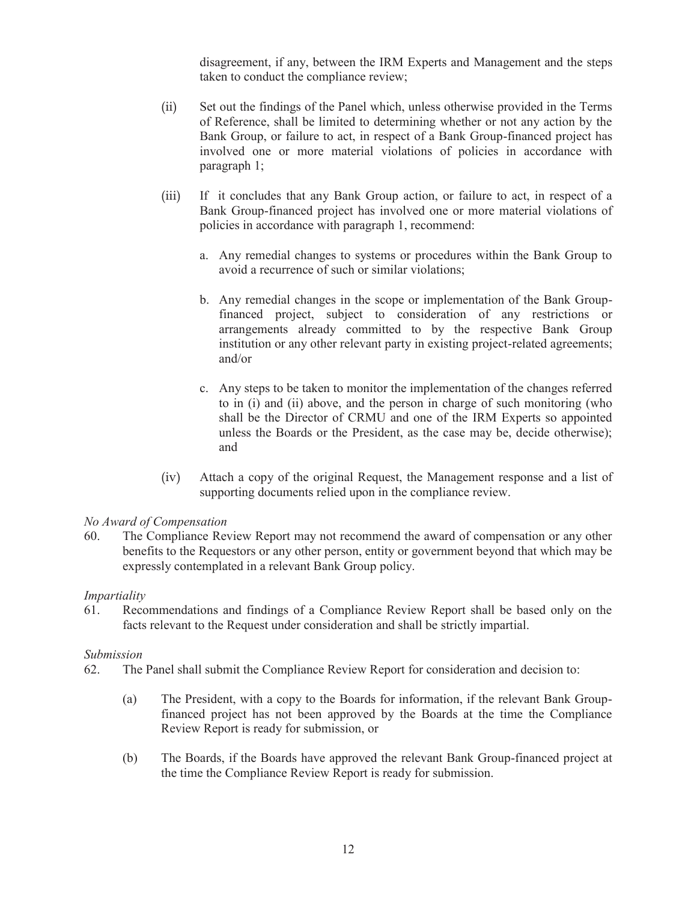disagreement, if any, between the IRM Experts and Management and the steps taken to conduct the compliance review;

(ii) Set out the findings of the Panel which, unless otherwise provided in the Terms of Reference, shall be limited to determining whether or not any action by the Bank Group, or failure to act, in respect of a Bank Group-financed project has involved one or more material violations of policies in accordance with paragraph 1;

(iii) If it concludes that any Bank Group action, or failure to act, in respect of a Bank Group-financed project has involved one or more material violations of policies in accordance with paragraph 1, recommend:

   a. Any remedial changes to systems or procedures within the Bank Group to avoid a recurrence of such or similar violations;

   b. Any remedial changes in the scope or implementation of the Bank Group-financed project, subject to consideration of any restrictions or arrangements already committed to by the respective Bank Group institution or any other relevant party in existing project-related agreements; and/or

   c. Any steps to be taken to monitor the implementation of the changes referred to in (i) and (ii) above, and the person in charge of such monitoring (who shall be the Director of CRMU and one of the IRM Experts so appointed unless the Boards or the President, as the case may be, decide otherwise); and

(iv) Attach a copy of the original Request, the Management response and a list of supporting documents relied upon in the compliance review.

*No Award of Compensation*

60. The Compliance Review Report may not recommend the award of compensation or any other benefits to the Requestors or any other person, entity or government beyond that which may be expressly contemplated in a relevant Bank Group policy.

*Impartiality*

61. Recommendations and findings of a Compliance Review Report shall be based only on the facts relevant to the Request under consideration and shall be strictly impartial.

*Submission*

62. The Panel shall submit the Compliance Review Report for consideration and decision to:

(a) The President, with a copy to the Boards for information, if the relevant Bank Group-financed project has not been approved by the Boards at the time the Compliance Review Report is ready for submission, or

(b) The Boards, if the Boards have approved the relevant Bank Group-financed project at the time the Compliance Review Report is ready for submission.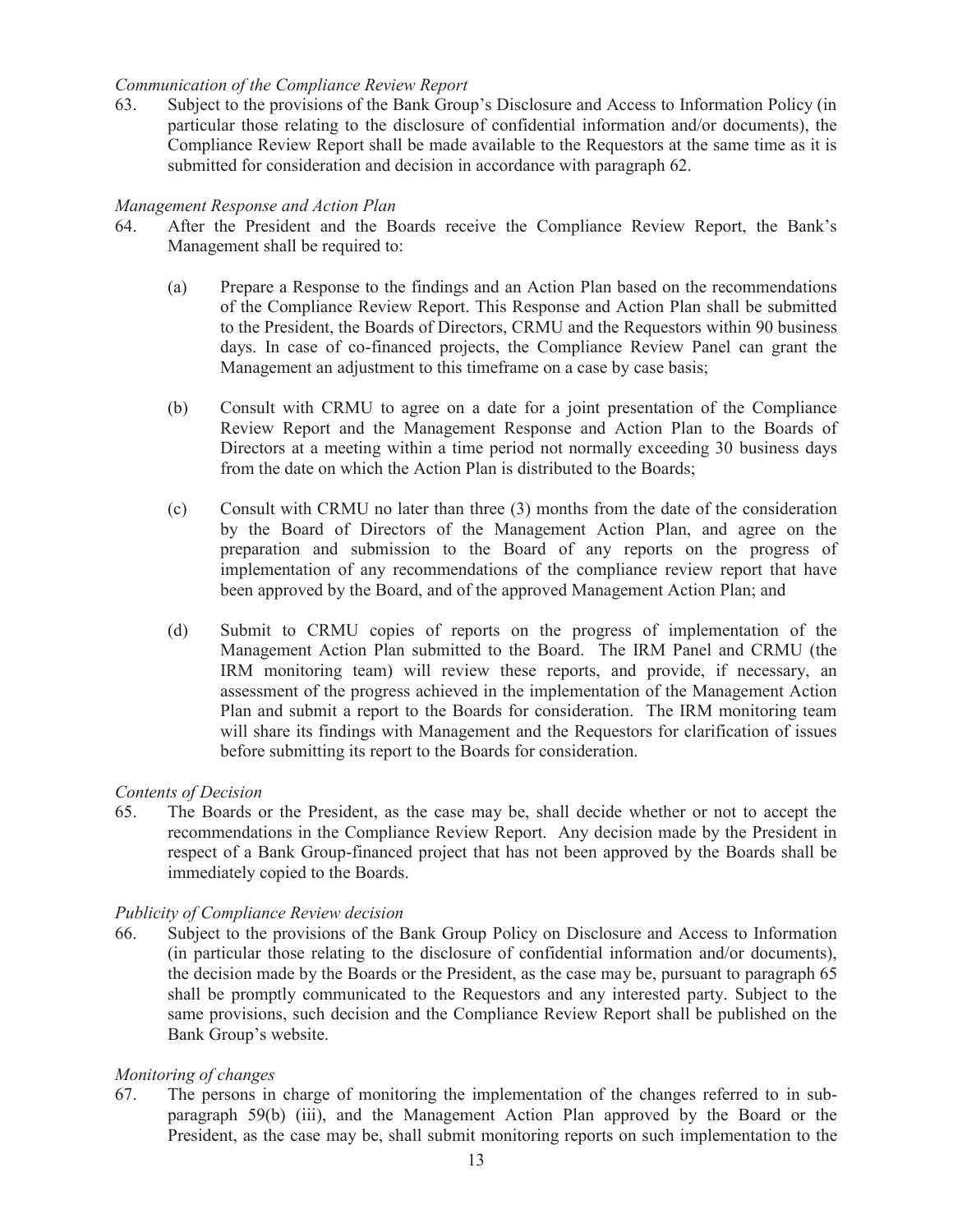*Communication of the Compliance Review Report*

63. Subject to the provisions of the Bank Group's Disclosure and Access to Information Policy (in particular those relating to the disclosure of confidential information and/or documents), the Compliance Review Report shall be made available to the Requestors at the same time as it is submitted for consideration and decision in accordance with paragraph 62.

*Management Response and Action Plan*

64. After the President and the Boards receive the Compliance Review Report, the Bank's Management shall be required to:

    (a) Prepare a Response to the findings and an Action Plan based on the recommendations of the Compliance Review Report. This Response and Action Plan shall be submitted to the President, the Boards of Directors, CRMU and the Requestors within 90 business days. In case of co-financed projects, the Compliance Review Panel can grant the Management an adjustment to this timeframe on a case by case basis;

    (b) Consult with CRMU to agree on a date for a joint presentation of the Compliance Review Report and the Management Response and Action Plan to the Boards of Directors at a meeting within a time period not normally exceeding 30 business days from the date on which the Action Plan is distributed to the Boards;

    (c) Consult with CRMU no later than three (3) months from the date of the consideration by the Board of Directors of the Management Action Plan, and agree on the preparation and submission to the Board of any reports on the progress of implementation of any recommendations of the compliance review report that have been approved by the Board, and of the approved Management Action Plan; and

    (d) Submit to CRMU copies of reports on the progress of implementation of the Management Action Plan submitted to the Board. The IRM Panel and CRMU (the IRM monitoring team) will review these reports, and provide, if necessary, an assessment of the progress achieved in the implementation of the Management Action Plan and submit a report to the Boards for consideration. The IRM monitoring team will share its findings with Management and the Requestors for clarification of issues before submitting its report to the Boards for consideration.

*Contents of Decision*

65. The Boards or the President, as the case may be, shall decide whether or not to accept the recommendations in the Compliance Review Report. Any decision made by the President in respect of a Bank Group-financed project that has not been approved by the Boards shall be immediately copied to the Boards.

*Publicity of Compliance Review decision*

66. Subject to the provisions of the Bank Group Policy on Disclosure and Access to Information (in particular those relating to the disclosure of confidential information and/or documents), the decision made by the Boards or the President, as the case may be, pursuant to paragraph 65 shall be promptly communicated to the Requestors and any interested party. Subject to the same provisions, such decision and the Compliance Review Report shall be published on the Bank Group's website.

*Monitoring of changes*

67. The persons in charge of monitoring the implementation of the changes referred to in sub-paragraph 59(b) (iii), and the Management Action Plan approved by the Board or the President, as the case may be, shall submit monitoring reports on such implementation to the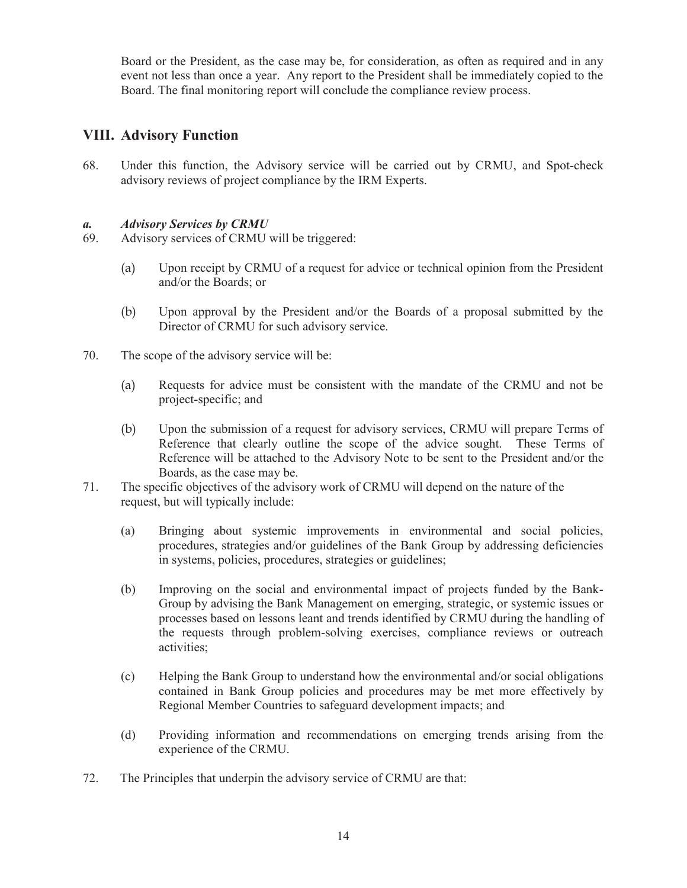Board or the President, as the case may be, for consideration, as often as required and in any event not less than once a year. Any report to the President shall be immediately copied to the Board. The final monitoring report will conclude the compliance review process.

## VIII. Advisory Function

68. Under this function, the Advisory service will be carried out by CRMU, and Spot-check advisory reviews of project compliance by the IRM Experts.

### *a. Advisory Services by CRMU*

69. Advisory services of CRMU will be triggered:

    (a) Upon receipt by CRMU of a request for advice or technical opinion from the President and/or the Boards; or

    (b) Upon approval by the President and/or the Boards of a proposal submitted by the Director of CRMU for such advisory service.

70. The scope of the advisory service will be:

    (a) Requests for advice must be consistent with the mandate of the CRMU and not be project-specific; and

    (b) Upon the submission of a request for advisory services, CRMU will prepare Terms of Reference that clearly outline the scope of the advice sought. These Terms of Reference will be attached to the Advisory Note to be sent to the President and/or the Boards, as the case may be.

71. The specific objectives of the advisory work of CRMU will depend on the nature of the request, but will typically include:

    (a) Bringing about systemic improvements in environmental and social policies, procedures, strategies and/or guidelines of the Bank Group by addressing deficiencies in systems, policies, procedures, strategies or guidelines;

    (b) Improving on the social and environmental impact of projects funded by the Bank-Group by advising the Bank Management on emerging, strategic, or systemic issues or processes based on lessons leant and trends identified by CRMU during the handling of the requests through problem-solving exercises, compliance reviews or outreach activities;

    (c) Helping the Bank Group to understand how the environmental and/or social obligations contained in Bank Group policies and procedures may be met more effectively by Regional Member Countries to safeguard development impacts; and

    (d) Providing information and recommendations on emerging trends arising from the experience of the CRMU.

72. The Principles that underpin the advisory service of CRMU are that: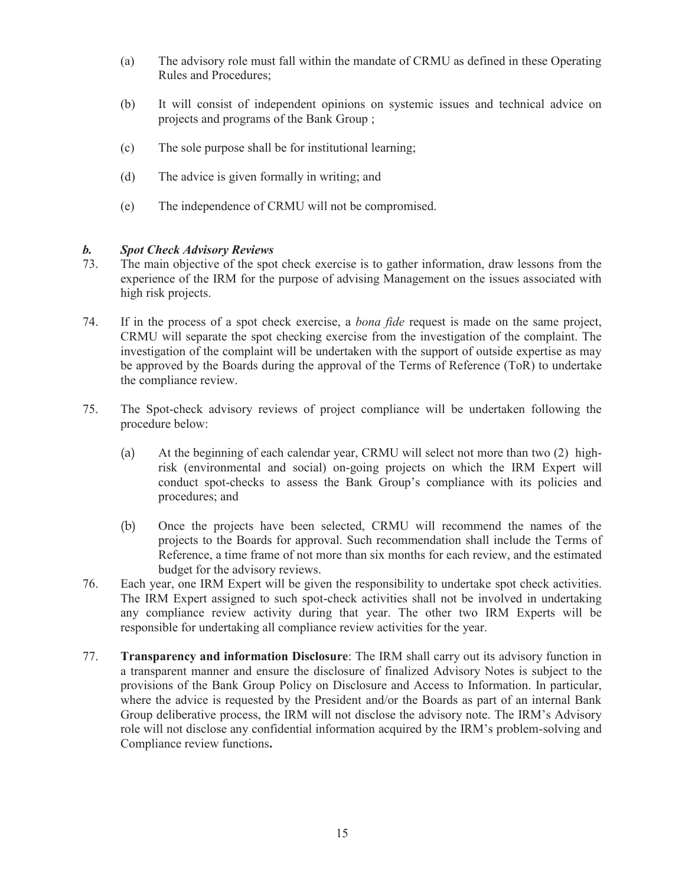(a) The advisory role must fall within the mandate of CRMU as defined in these Operating Rules and Procedures;

(b) It will consist of independent opinions on systemic issues and technical advice on projects and programs of the Bank Group ;

(c) The sole purpose shall be for institutional learning;

(d) The advice is given formally in writing; and

(e) The independence of CRMU will not be compromised.

### *b. Spot Check Advisory Reviews*

73. The main objective of the spot check exercise is to gather information, draw lessons from the experience of the IRM for the purpose of advising Management on the issues associated with high risk projects.

74. If in the process of a spot check exercise, a *bona fide* request is made on the same project, CRMU will separate the spot checking exercise from the investigation of the complaint. The investigation of the complaint will be undertaken with the support of outside expertise as may be approved by the Boards during the approval of the Terms of Reference (ToR) to undertake the compliance review.

75. The Spot-check advisory reviews of project compliance will be undertaken following the procedure below:

(a) At the beginning of each calendar year, CRMU will select not more than two (2) high-risk (environmental and social) on-going projects on which the IRM Expert will conduct spot-checks to assess the Bank Group's compliance with its policies and procedures; and

(b) Once the projects have been selected, CRMU will recommend the names of the projects to the Boards for approval. Such recommendation shall include the Terms of Reference, a time frame of not more than six months for each review, and the estimated budget for the advisory reviews.

76. Each year, one IRM Expert will be given the responsibility to undertake spot check activities. The IRM Expert assigned to such spot-check activities shall not be involved in undertaking any compliance review activity during that year. The other two IRM Experts will be responsible for undertaking all compliance review activities for the year.

77. **Transparency and information Disclosure**: The IRM shall carry out its advisory function in a transparent manner and ensure the disclosure of finalized Advisory Notes is subject to the provisions of the Bank Group Policy on Disclosure and Access to Information. In particular, where the advice is requested by the President and/or the Boards as part of an internal Bank Group deliberative process, the IRM will not disclose the advisory note. The IRM's Advisory role will not disclose any confidential information acquired by the IRM's problem-solving and Compliance review functions**.**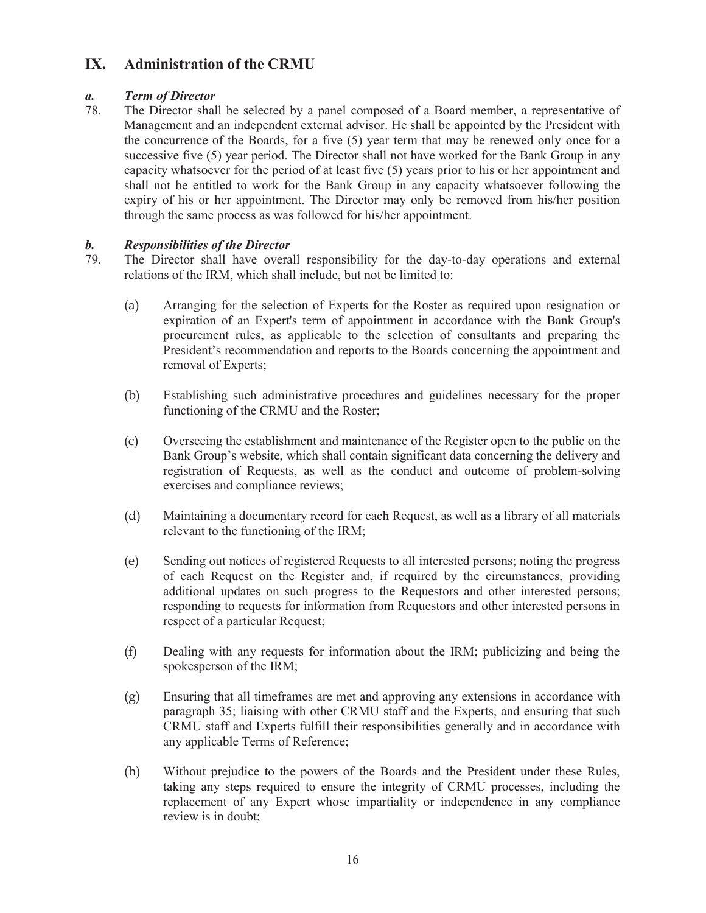## IX. Administration of the CRMU

### *a. Term of Director*

78. The Director shall be selected by a panel composed of a Board member, a representative of Management and an independent external advisor. He shall be appointed by the President with the concurrence of the Boards, for a five (5) year term that may be renewed only once for a successive five (5) year period. The Director shall not have worked for the Bank Group in any capacity whatsoever for the period of at least five (5) years prior to his or her appointment and shall not be entitled to work for the Bank Group in any capacity whatsoever following the expiry of his or her appointment. The Director may only be removed from his/her position through the same process as was followed for his/her appointment.

### *b. Responsibilities of the Director*

79. The Director shall have overall responsibility for the day-to-day operations and external relations of the IRM, which shall include, but not be limited to:

    (a) Arranging for the selection of Experts for the Roster as required upon resignation or expiration of an Expert's term of appointment in accordance with the Bank Group's procurement rules, as applicable to the selection of consultants and preparing the President's recommendation and reports to the Boards concerning the appointment and removal of Experts;

    (b) Establishing such administrative procedures and guidelines necessary for the proper functioning of the CRMU and the Roster;

    (c) Overseeing the establishment and maintenance of the Register open to the public on the Bank Group's website, which shall contain significant data concerning the delivery and registration of Requests, as well as the conduct and outcome of problem-solving exercises and compliance reviews;

    (d) Maintaining a documentary record for each Request, as well as a library of all materials relevant to the functioning of the IRM;

    (e) Sending out notices of registered Requests to all interested persons; noting the progress of each Request on the Register and, if required by the circumstances, providing additional updates on such progress to the Requestors and other interested persons; responding to requests for information from Requestors and other interested persons in respect of a particular Request;

    (f) Dealing with any requests for information about the IRM; publicizing and being the spokesperson of the IRM;

    (g) Ensuring that all timeframes are met and approving any extensions in accordance with paragraph 35; liaising with other CRMU staff and the Experts, and ensuring that such CRMU staff and Experts fulfill their responsibilities generally and in accordance with any applicable Terms of Reference;

    (h) Without prejudice to the powers of the Boards and the President under these Rules, taking any steps required to ensure the integrity of CRMU processes, including the replacement of any Expert whose impartiality or independence in any compliance review is in doubt;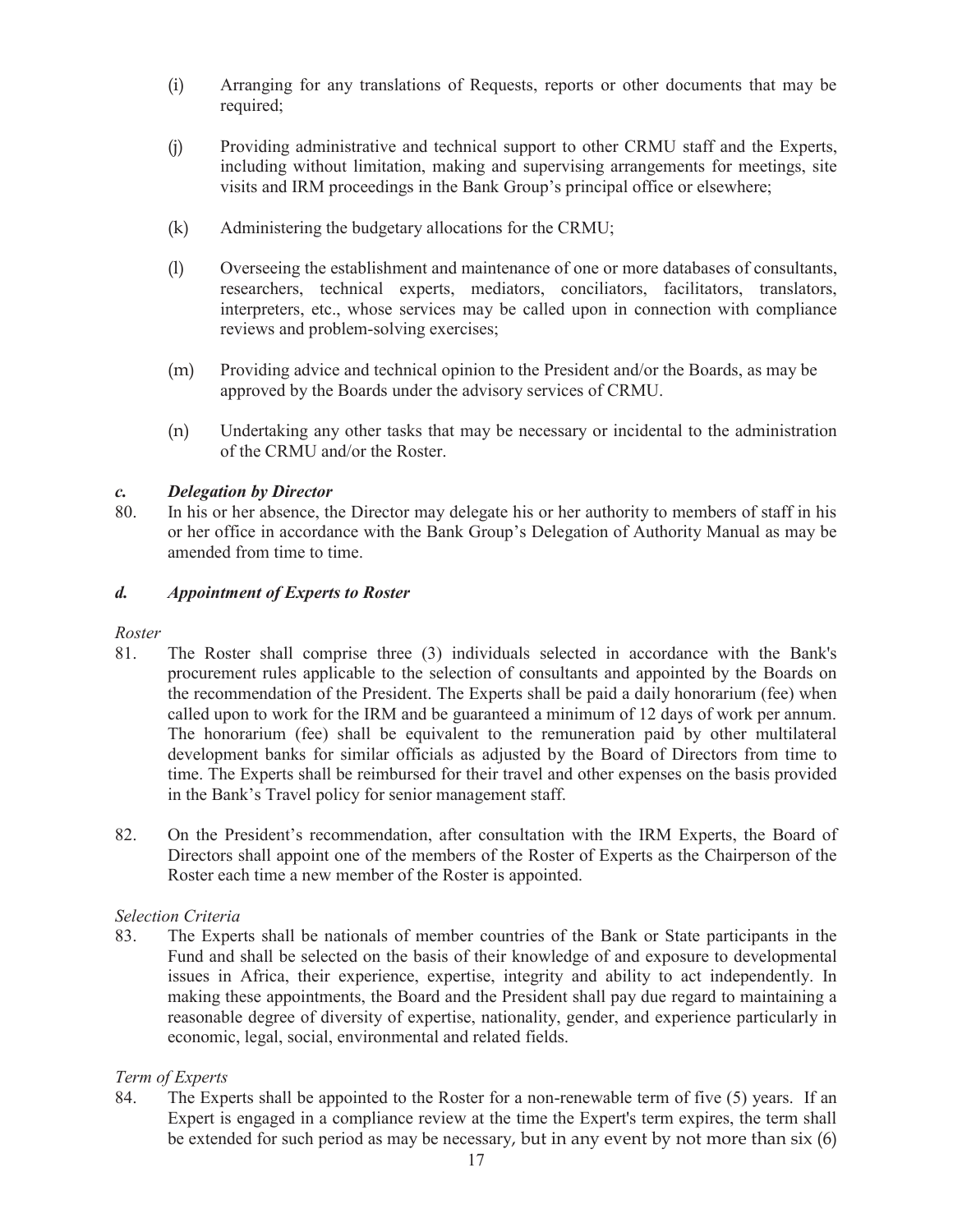(i) Arranging for any translations of Requests, reports or other documents that may be required;

(j) Providing administrative and technical support to other CRMU staff and the Experts, including without limitation, making and supervising arrangements for meetings, site visits and IRM proceedings in the Bank Group's principal office or elsewhere;

(k) Administering the budgetary allocations for the CRMU;

(l) Overseeing the establishment and maintenance of one or more databases of consultants, researchers, technical experts, mediators, conciliators, facilitators, translators, interpreters, etc., whose services may be called upon in connection with compliance reviews and problem-solving exercises;

(m) Providing advice and technical opinion to the President and/or the Boards, as may be approved by the Boards under the advisory services of CRMU.

(n) Undertaking any other tasks that may be necessary or incidental to the administration of the CRMU and/or the Roster.

### *c. Delegation by Director*

80. In his or her absence, the Director may delegate his or her authority to members of staff in his or her office in accordance with the Bank Group's Delegation of Authority Manual as may be amended from time to time.

### *d. Appointment of Experts to Roster*

*Roster*

81. The Roster shall comprise three (3) individuals selected in accordance with the Bank's procurement rules applicable to the selection of consultants and appointed by the Boards on the recommendation of the President. The Experts shall be paid a daily honorarium (fee) when called upon to work for the IRM and be guaranteed a minimum of 12 days of work per annum. The honorarium (fee) shall be equivalent to the remuneration paid by other multilateral development banks for similar officials as adjusted by the Board of Directors from time to time. The Experts shall be reimbursed for their travel and other expenses on the basis provided in the Bank's Travel policy for senior management staff.

82. On the President's recommendation, after consultation with the IRM Experts, the Board of Directors shall appoint one of the members of the Roster of Experts as the Chairperson of the Roster each time a new member of the Roster is appointed.

*Selection Criteria*

83. The Experts shall be nationals of member countries of the Bank or State participants in the Fund and shall be selected on the basis of their knowledge of and exposure to developmental issues in Africa, their experience, expertise, integrity and ability to act independently. In making these appointments, the Board and the President shall pay due regard to maintaining a reasonable degree of diversity of expertise, nationality, gender, and experience particularly in economic, legal, social, environmental and related fields.

*Term of Experts*

84. The Experts shall be appointed to the Roster for a non-renewable term of five (5) years. If an Expert is engaged in a compliance review at the time the Expert's term expires, the term shall be extended for such period as may be necessary, but in any event by not more than six (6)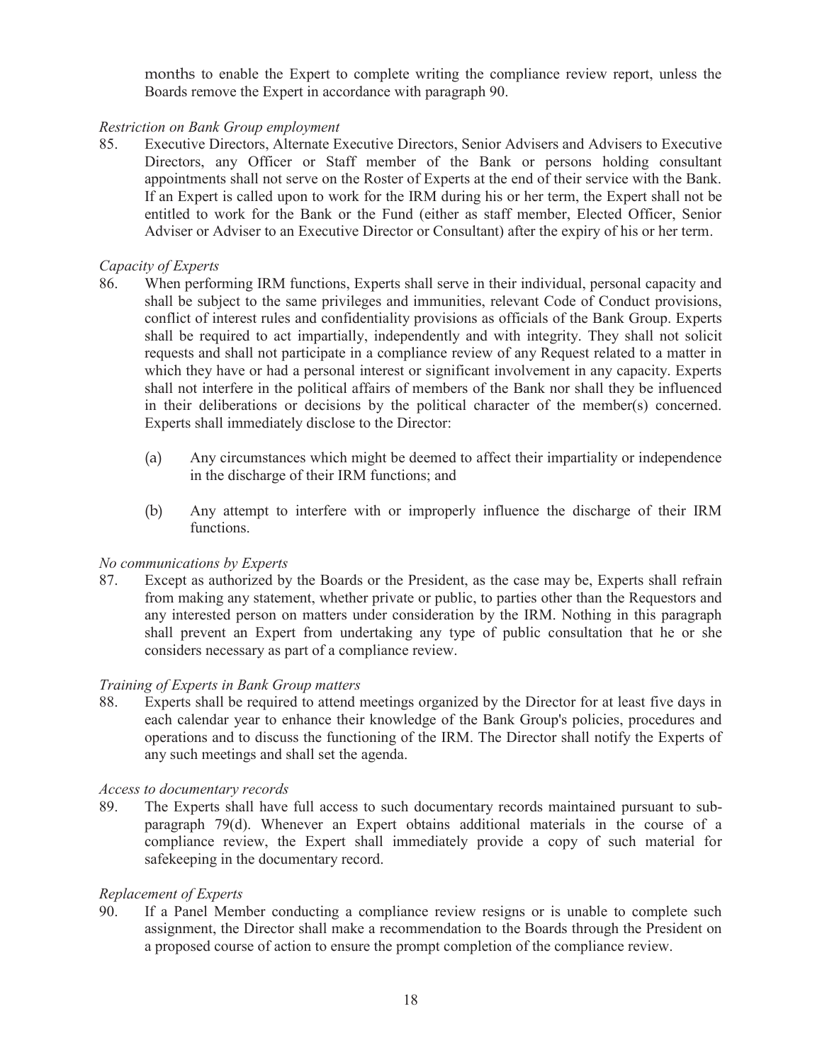months to enable the Expert to complete writing the compliance review report, unless the Boards remove the Expert in accordance with paragraph 90.

*Restriction on Bank Group employment*

85. Executive Directors, Alternate Executive Directors, Senior Advisers and Advisers to Executive Directors, any Officer or Staff member of the Bank or persons holding consultant appointments shall not serve on the Roster of Experts at the end of their service with the Bank. If an Expert is called upon to work for the IRM during his or her term, the Expert shall not be entitled to work for the Bank or the Fund (either as staff member, Elected Officer, Senior Adviser or Adviser to an Executive Director or Consultant) after the expiry of his or her term.

*Capacity of Experts*

86. When performing IRM functions, Experts shall serve in their individual, personal capacity and shall be subject to the same privileges and immunities, relevant Code of Conduct provisions, conflict of interest rules and confidentiality provisions as officials of the Bank Group. Experts shall be required to act impartially, independently and with integrity. They shall not solicit requests and shall not participate in a compliance review of any Request related to a matter in which they have or had a personal interest or significant involvement in any capacity. Experts shall not interfere in the political affairs of members of the Bank nor shall they be influenced in their deliberations or decisions by the political character of the member(s) concerned. Experts shall immediately disclose to the Director:

   (a) Any circumstances which might be deemed to affect their impartiality or independence in the discharge of their IRM functions; and

   (b) Any attempt to interfere with or improperly influence the discharge of their IRM functions.

*No communications by Experts*

87. Except as authorized by the Boards or the President, as the case may be, Experts shall refrain from making any statement, whether private or public, to parties other than the Requestors and any interested person on matters under consideration by the IRM. Nothing in this paragraph shall prevent an Expert from undertaking any type of public consultation that he or she considers necessary as part of a compliance review.

*Training of Experts in Bank Group matters*

88. Experts shall be required to attend meetings organized by the Director for at least five days in each calendar year to enhance their knowledge of the Bank Group's policies, procedures and operations and to discuss the functioning of the IRM. The Director shall notify the Experts of any such meetings and shall set the agenda.

*Access to documentary records*

89. The Experts shall have full access to such documentary records maintained pursuant to sub-paragraph 79(d). Whenever an Expert obtains additional materials in the course of a compliance review, the Expert shall immediately provide a copy of such material for safekeeping in the documentary record.

*Replacement of Experts*

90. If a Panel Member conducting a compliance review resigns or is unable to complete such assignment, the Director shall make a recommendation to the Boards through the President on a proposed course of action to ensure the prompt completion of the compliance review.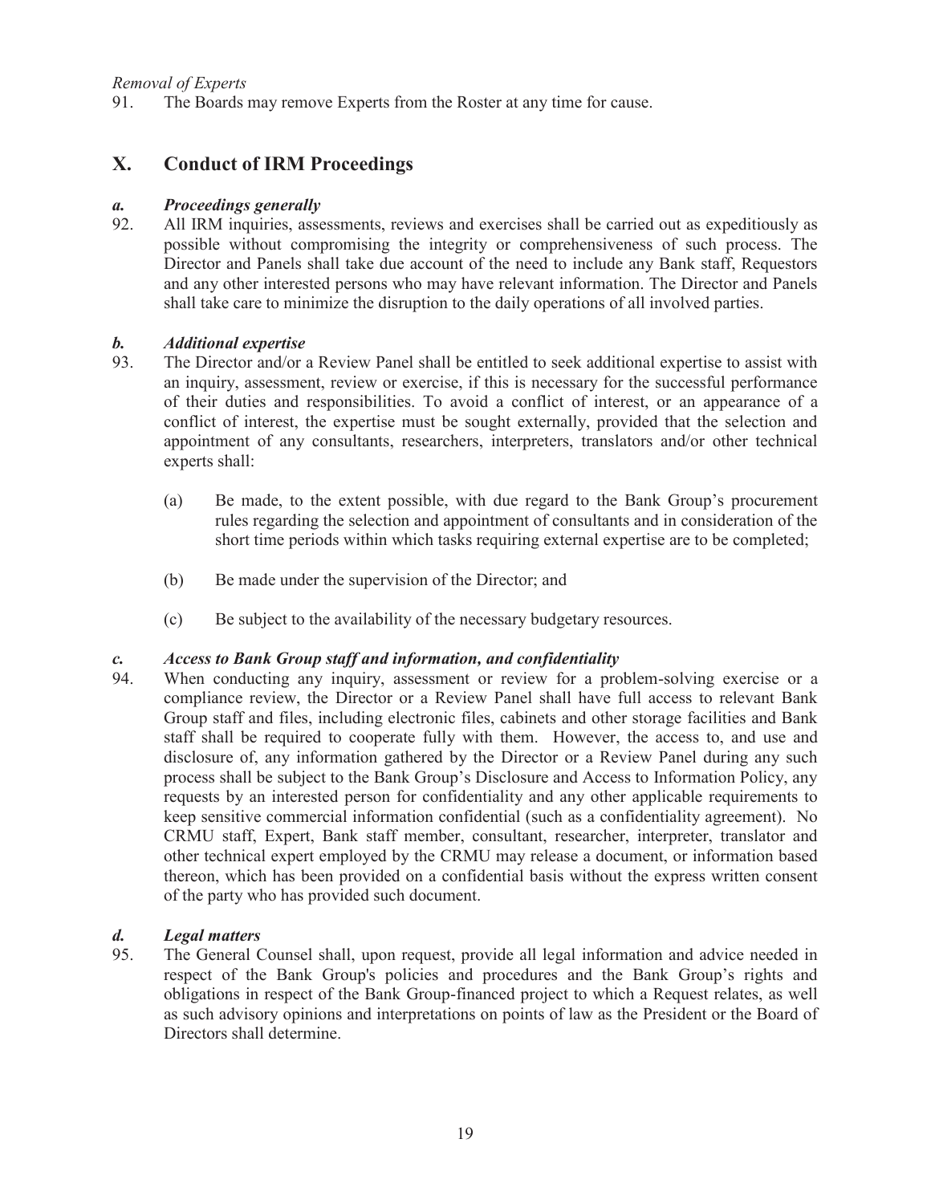*Removal of Experts*

91. The Boards may remove Experts from the Roster at any time for cause.

## X. Conduct of IRM Proceedings

### *a. Proceedings generally*

92. All IRM inquiries, assessments, reviews and exercises shall be carried out as expeditiously as possible without compromising the integrity or comprehensiveness of such process. The Director and Panels shall take due account of the need to include any Bank staff, Requestors and any other interested persons who may have relevant information. The Director and Panels shall take care to minimize the disruption to the daily operations of all involved parties.

### *b. Additional expertise*

93. The Director and/or a Review Panel shall be entitled to seek additional expertise to assist with an inquiry, assessment, review or exercise, if this is necessary for the successful performance of their duties and responsibilities. To avoid a conflict of interest, or an appearance of a conflict of interest, the expertise must be sought externally, provided that the selection and appointment of any consultants, researchers, interpreters, translators and/or other technical experts shall:

    (a) Be made, to the extent possible, with due regard to the Bank Group's procurement rules regarding the selection and appointment of consultants and in consideration of the short time periods within which tasks requiring external expertise are to be completed;

    (b) Be made under the supervision of the Director; and

    (c) Be subject to the availability of the necessary budgetary resources.

### *c. Access to Bank Group staff and information, and confidentiality*

94. When conducting any inquiry, assessment or review for a problem-solving exercise or a compliance review, the Director or a Review Panel shall have full access to relevant Bank Group staff and files, including electronic files, cabinets and other storage facilities and Bank staff shall be required to cooperate fully with them. However, the access to, and use and disclosure of, any information gathered by the Director or a Review Panel during any such process shall be subject to the Bank Group's Disclosure and Access to Information Policy, any requests by an interested person for confidentiality and any other applicable requirements to keep sensitive commercial information confidential (such as a confidentiality agreement). No CRMU staff, Expert, Bank staff member, consultant, researcher, interpreter, translator and other technical expert employed by the CRMU may release a document, or information based thereon, which has been provided on a confidential basis without the express written consent of the party who has provided such document.

### *d. Legal matters*

95. The General Counsel shall, upon request, provide all legal information and advice needed in respect of the Bank Group's policies and procedures and the Bank Group's rights and obligations in respect of the Bank Group-financed project to which a Request relates, as well as such advisory opinions and interpretations on points of law as the President or the Board of Directors shall determine.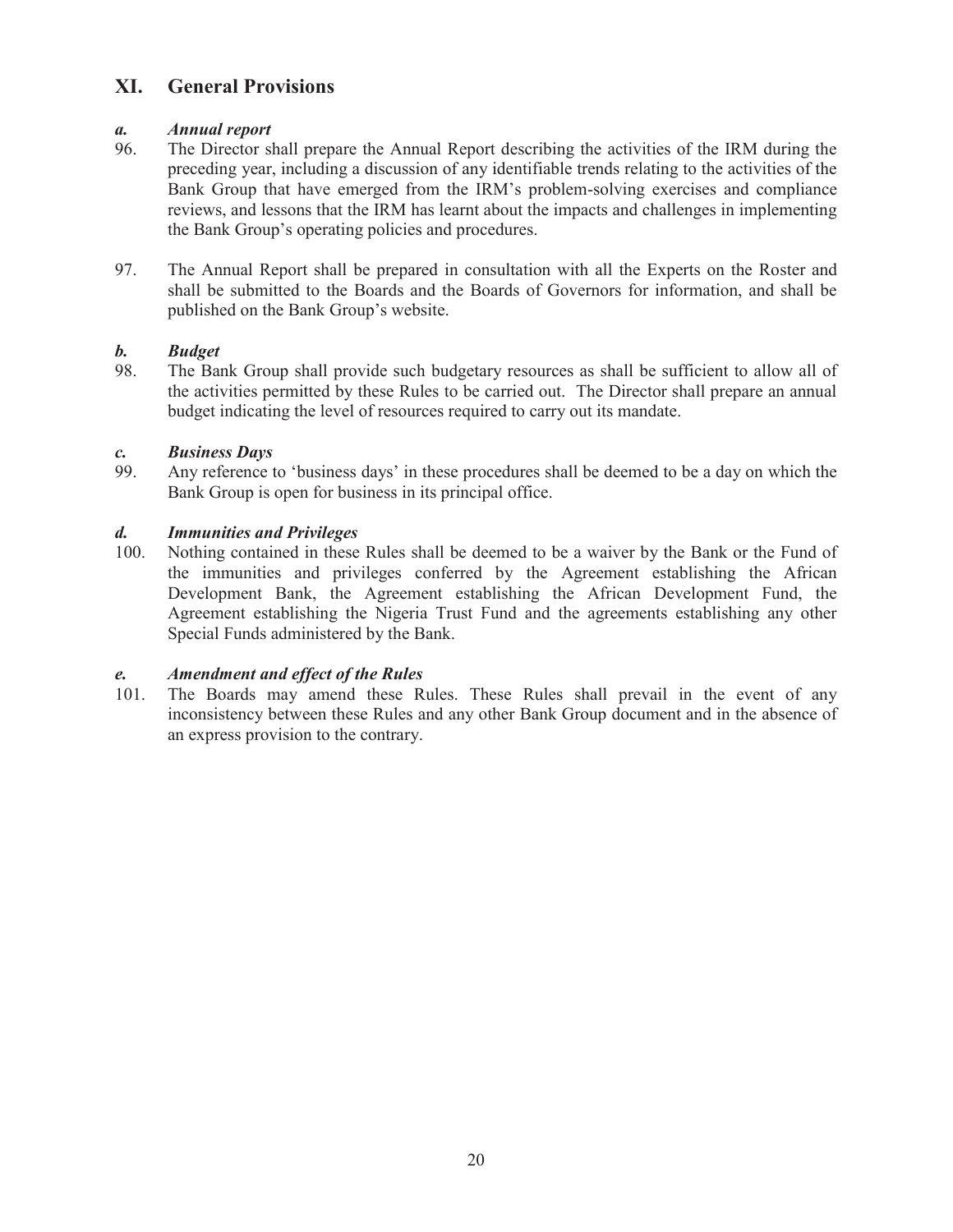## XI. General Provisions

### *a. Annual report*

96. The Director shall prepare the Annual Report describing the activities of the IRM during the preceding year, including a discussion of any identifiable trends relating to the activities of the Bank Group that have emerged from the IRM's problem-solving exercises and compliance reviews, and lessons that the IRM has learnt about the impacts and challenges in implementing the Bank Group's operating policies and procedures.

97. The Annual Report shall be prepared in consultation with all the Experts on the Roster and shall be submitted to the Boards and the Boards of Governors for information, and shall be published on the Bank Group's website.

### *b. Budget*

98. The Bank Group shall provide such budgetary resources as shall be sufficient to allow all of the activities permitted by these Rules to be carried out. The Director shall prepare an annual budget indicating the level of resources required to carry out its mandate.

### *c. Business Days*

99. Any reference to 'business days' in these procedures shall be deemed to be a day on which the Bank Group is open for business in its principal office.

### *d. Immunities and Privileges*

100. Nothing contained in these Rules shall be deemed to be a waiver by the Bank or the Fund of the immunities and privileges conferred by the Agreement establishing the African Development Bank, the Agreement establishing the African Development Fund, the Agreement establishing the Nigeria Trust Fund and the agreements establishing any other Special Funds administered by the Bank.

### *e. Amendment and effect of the Rules*

101. The Boards may amend these Rules. These Rules shall prevail in the event of any inconsistency between these Rules and any other Bank Group document and in the absence of an express provision to the contrary.